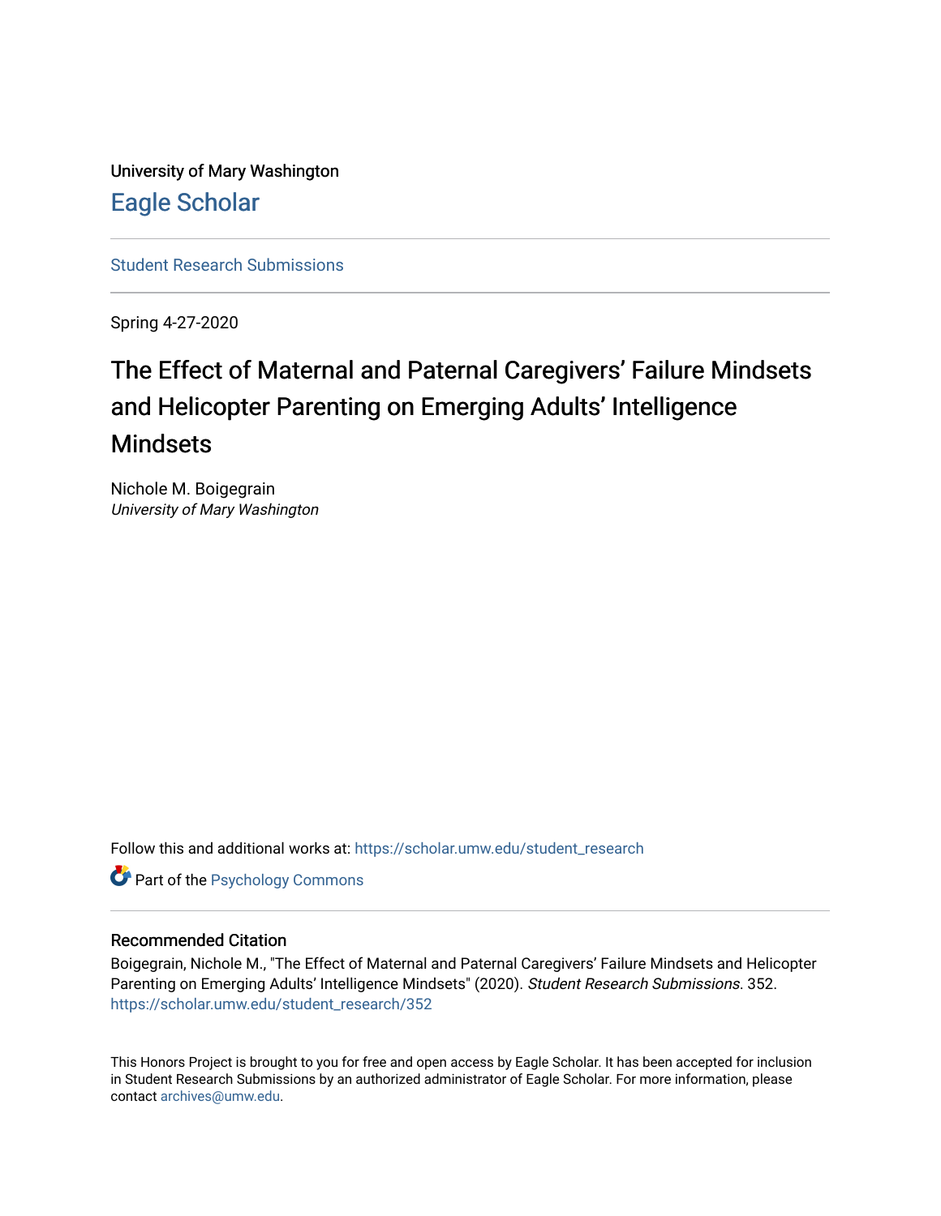University of Mary Washington

# Eagle Scholar

Student Research Submissions

Spring 4-27-2020

# The Effect of Maternal and Paternal Caregivers' Failure Mindsets and Helicopter Parenting on Emerging Adults' Intelligence Mindsets

Nichole M. Boigegrain
*University of Mary Washington*

Follow this and additional works at: https://scholar.umw.edu/student_research

Part of the Psychology Commons

## Recommended Citation

Boigegrain, Nichole M., "The Effect of Maternal and Paternal Caregivers' Failure Mindsets and Helicopter Parenting on Emerging Adults' Intelligence Mindsets" (2020). *Student Research Submissions*. 352.
https://scholar.umw.edu/student_research/352

This Honors Project is brought to you for free and open access by Eagle Scholar. It has been accepted for inclusion in Student Research Submissions by an authorized administrator of Eagle Scholar. For more information, please contact archives@umw.edu.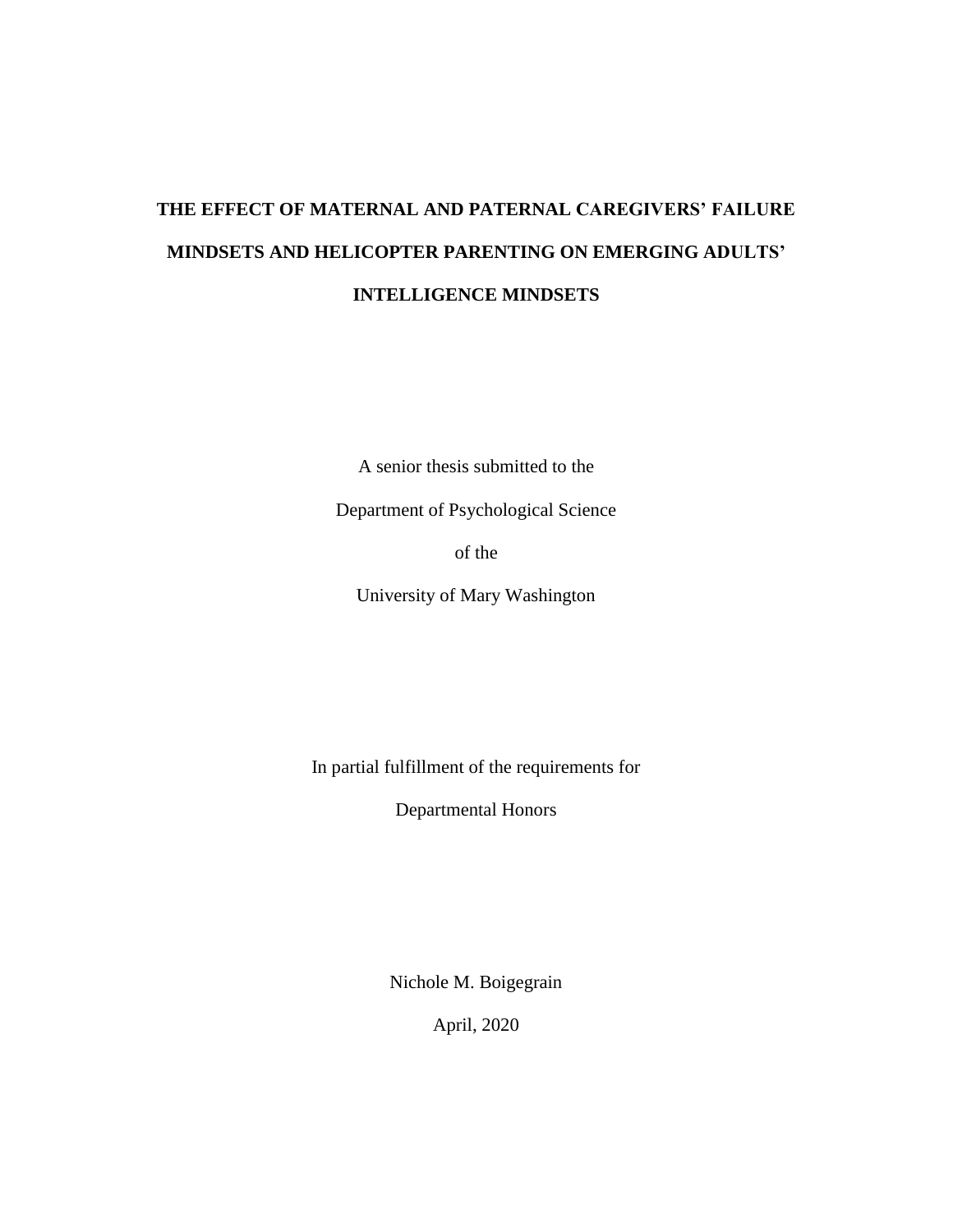# THE EFFECT OF MATERNAL AND PATERNAL CAREGIVERS' FAILURE MINDSETS AND HELICOPTER PARENTING ON EMERGING ADULTS' INTELLIGENCE MINDSETS

A senior thesis submitted to the

Department of Psychological Science

of the

University of Mary Washington

In partial fulfillment of the requirements for

Departmental Honors

Nichole M. Boigegrain

April, 2020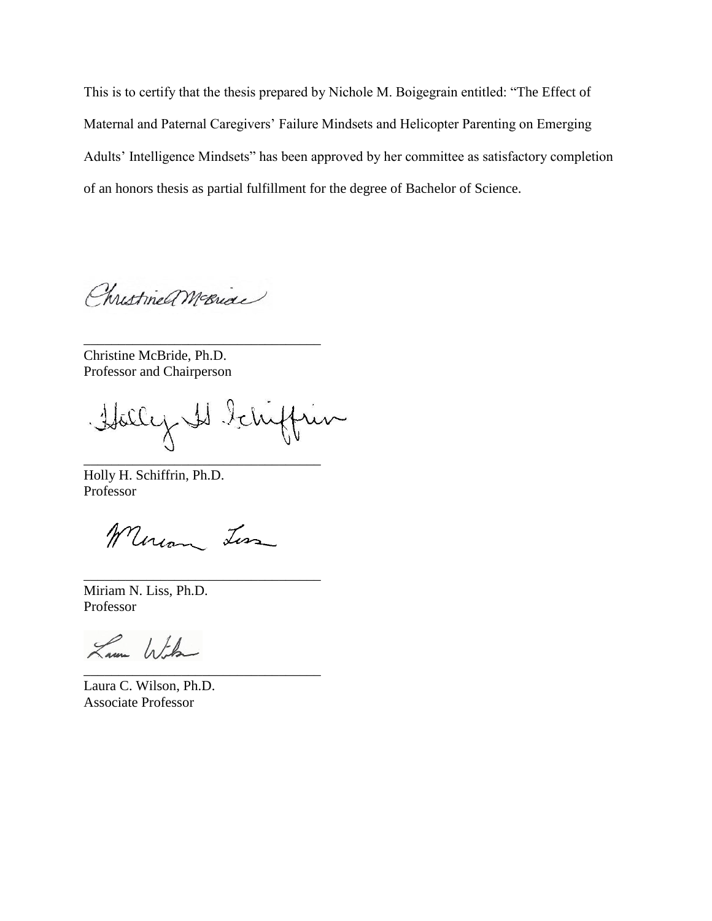This is to certify that the thesis prepared by Nichole M. Boigegrain entitled: "The Effect of Maternal and Paternal Caregivers' Failure Mindsets and Helicopter Parenting on Emerging Adults' Intelligence Mindsets" has been approved by her committee as satisfactory completion of an honors thesis as partial fulfillment for the degree of Bachelor of Science.

_______________________________
Christine McBride, Ph.D.
Professor and Chairperson

_______________________________
Holly H. Schiffrin, Ph.D.
Professor

_______________________________
Miriam N. Liss, Ph.D.
Professor

_______________________________
Laura C. Wilson, Ph.D.
Associate Professor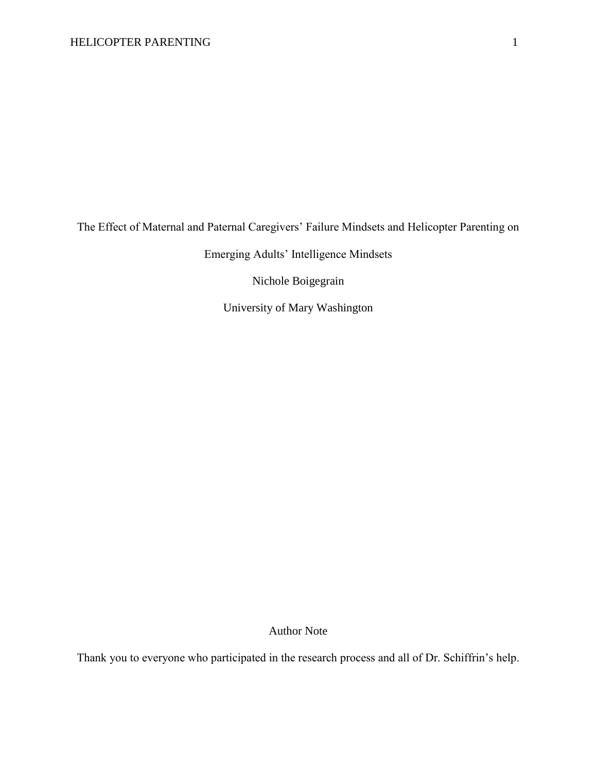# The Effect of Maternal and Paternal Caregivers' Failure Mindsets and Helicopter Parenting on Emerging Adults' Intelligence Mindsets

Nichole Boigegrain

University of Mary Washington

## Author Note

Thank you to everyone who participated in the research process and all of Dr. Schiffrin's help.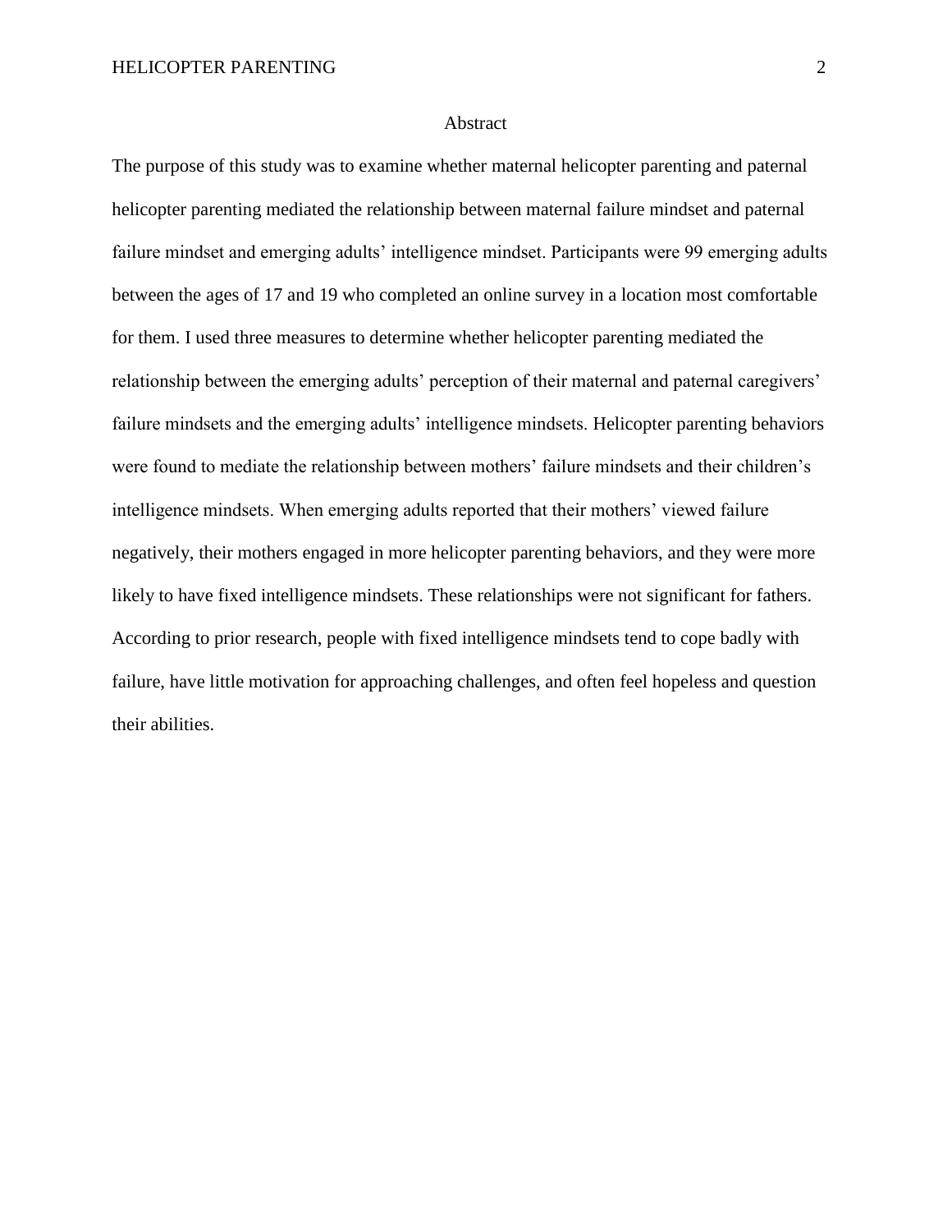# Abstract

The purpose of this study was to examine whether maternal helicopter parenting and paternal helicopter parenting mediated the relationship between maternal failure mindset and paternal failure mindset and emerging adults' intelligence mindset. Participants were 99 emerging adults between the ages of 17 and 19 who completed an online survey in a location most comfortable for them. I used three measures to determine whether helicopter parenting mediated the relationship between the emerging adults' perception of their maternal and paternal caregivers' failure mindsets and the emerging adults' intelligence mindsets. Helicopter parenting behaviors were found to mediate the relationship between mothers' failure mindsets and their children's intelligence mindsets. When emerging adults reported that their mothers' viewed failure negatively, their mothers engaged in more helicopter parenting behaviors, and they were more likely to have fixed intelligence mindsets. These relationships were not significant for fathers. According to prior research, people with fixed intelligence mindsets tend to cope badly with failure, have little motivation for approaching challenges, and often feel hopeless and question their abilities.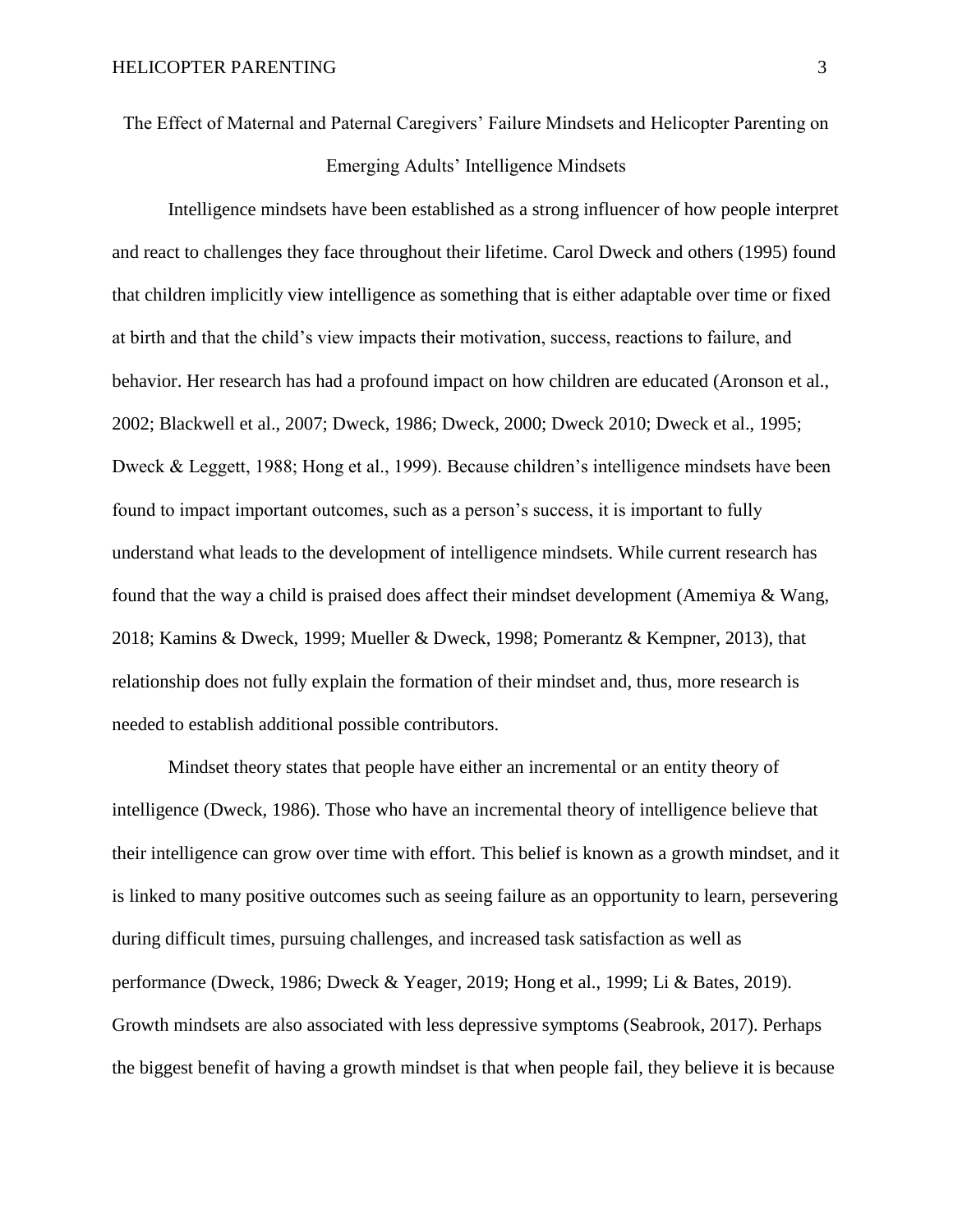# The Effect of Maternal and Paternal Caregivers' Failure Mindsets and Helicopter Parenting on Emerging Adults' Intelligence Mindsets

Intelligence mindsets have been established as a strong influencer of how people interpret and react to challenges they face throughout their lifetime. Carol Dweck and others (1995) found that children implicitly view intelligence as something that is either adaptable over time or fixed at birth and that the child's view impacts their motivation, success, reactions to failure, and behavior. Her research has had a profound impact on how children are educated (Aronson et al., 2002; Blackwell et al., 2007; Dweck, 1986; Dweck, 2000; Dweck 2010; Dweck et al., 1995; Dweck & Leggett, 1988; Hong et al., 1999). Because children's intelligence mindsets have been found to impact important outcomes, such as a person's success, it is important to fully understand what leads to the development of intelligence mindsets. While current research has found that the way a child is praised does affect their mindset development (Amemiya & Wang, 2018; Kamins & Dweck, 1999; Mueller & Dweck, 1998; Pomerantz & Kempner, 2013), that relationship does not fully explain the formation of their mindset and, thus, more research is needed to establish additional possible contributors.

Mindset theory states that people have either an incremental or an entity theory of intelligence (Dweck, 1986). Those who have an incremental theory of intelligence believe that their intelligence can grow over time with effort. This belief is known as a growth mindset, and it is linked to many positive outcomes such as seeing failure as an opportunity to learn, persevering during difficult times, pursuing challenges, and increased task satisfaction as well as performance (Dweck, 1986; Dweck & Yeager, 2019; Hong et al., 1999; Li & Bates, 2019). Growth mindsets are also associated with less depressive symptoms (Seabrook, 2017). Perhaps the biggest benefit of having a growth mindset is that when people fail, they believe it is because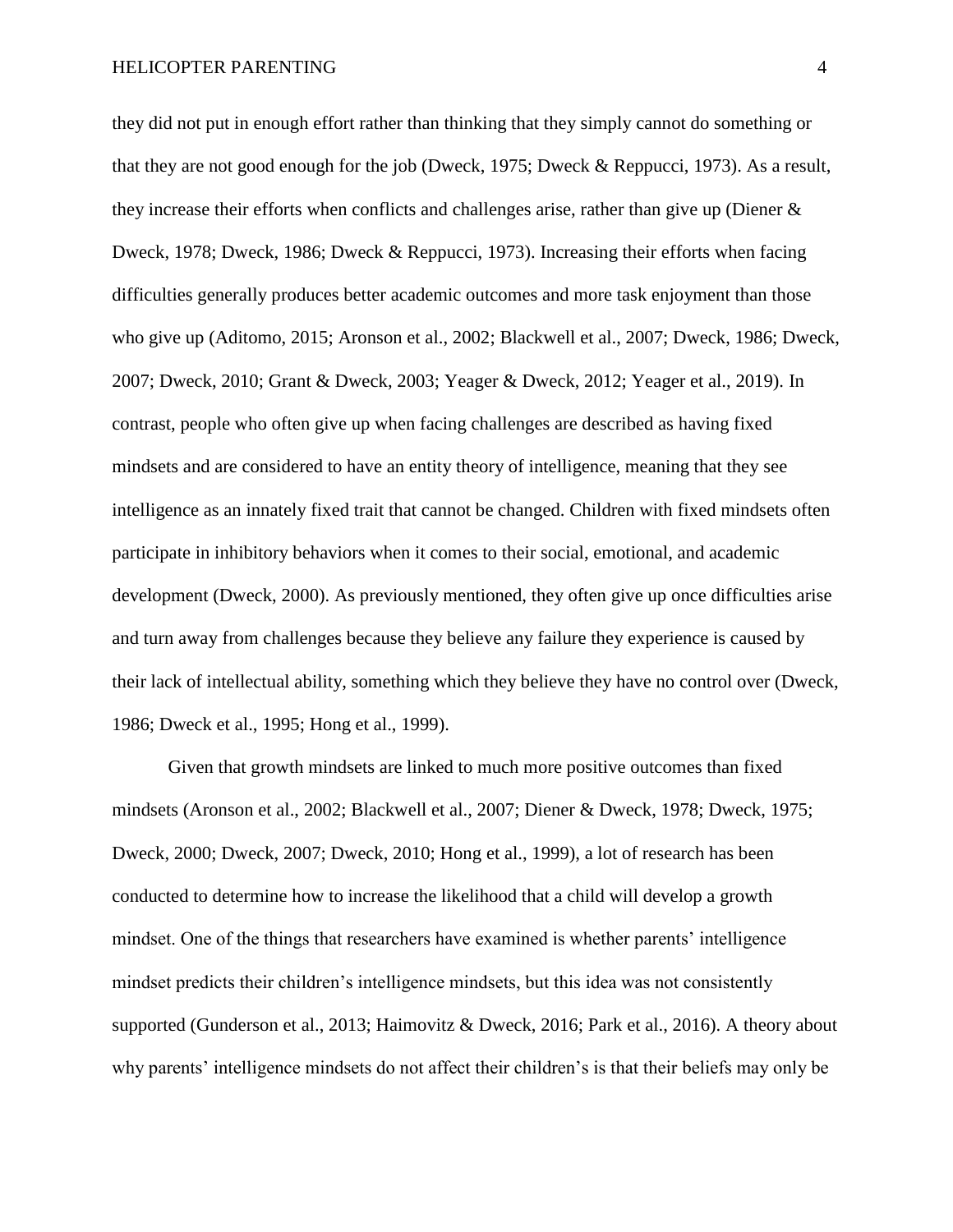they did not put in enough effort rather than thinking that they simply cannot do something or that they are not good enough for the job (Dweck, 1975; Dweck & Reppucci, 1973). As a result, they increase their efforts when conflicts and challenges arise, rather than give up (Diener & Dweck, 1978; Dweck, 1986; Dweck & Reppucci, 1973). Increasing their efforts when facing difficulties generally produces better academic outcomes and more task enjoyment than those who give up (Aditomo, 2015; Aronson et al., 2002; Blackwell et al., 2007; Dweck, 1986; Dweck, 2007; Dweck, 2010; Grant & Dweck, 2003; Yeager & Dweck, 2012; Yeager et al., 2019). In contrast, people who often give up when facing challenges are described as having fixed mindsets and are considered to have an entity theory of intelligence, meaning that they see intelligence as an innately fixed trait that cannot be changed. Children with fixed mindsets often participate in inhibitory behaviors when it comes to their social, emotional, and academic development (Dweck, 2000). As previously mentioned, they often give up once difficulties arise and turn away from challenges because they believe any failure they experience is caused by their lack of intellectual ability, something which they believe they have no control over (Dweck, 1986; Dweck et al., 1995; Hong et al., 1999).

Given that growth mindsets are linked to much more positive outcomes than fixed mindsets (Aronson et al., 2002; Blackwell et al., 2007; Diener & Dweck, 1978; Dweck, 1975; Dweck, 2000; Dweck, 2007; Dweck, 2010; Hong et al., 1999), a lot of research has been conducted to determine how to increase the likelihood that a child will develop a growth mindset. One of the things that researchers have examined is whether parents' intelligence mindset predicts their children's intelligence mindsets, but this idea was not consistently supported (Gunderson et al., 2013; Haimovitz & Dweck, 2016; Park et al., 2016). A theory about why parents' intelligence mindsets do not affect their children's is that their beliefs may only be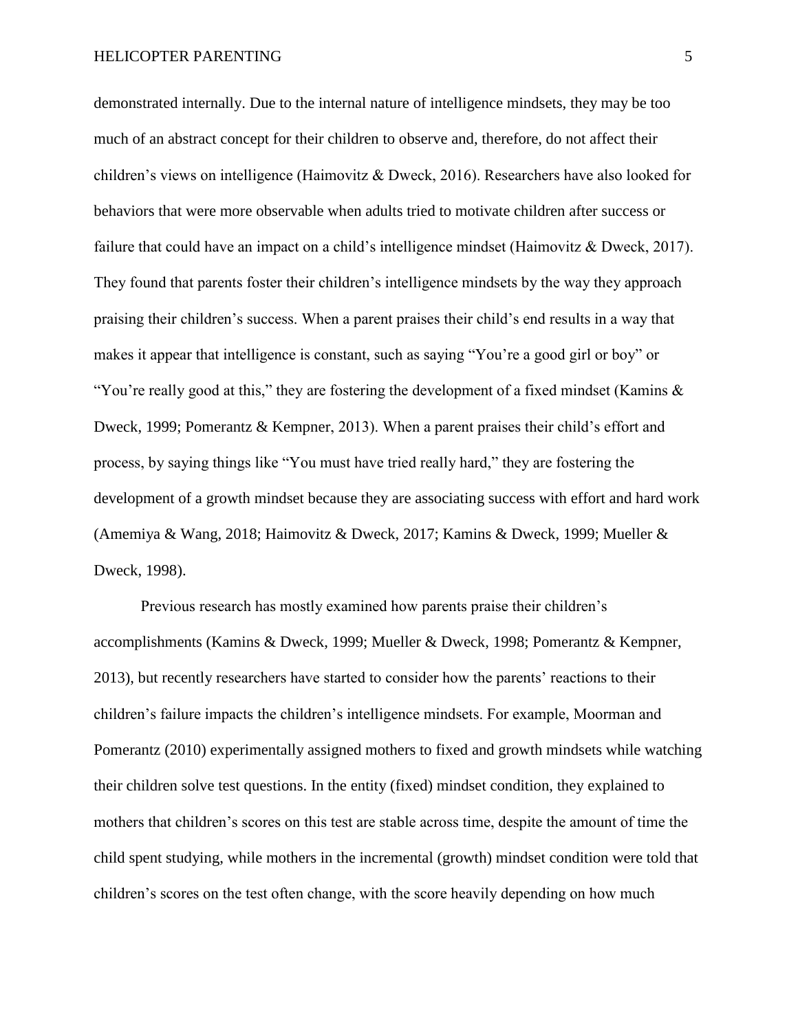demonstrated internally. Due to the internal nature of intelligence mindsets, they may be too much of an abstract concept for their children to observe and, therefore, do not affect their children's views on intelligence (Haimovitz & Dweck, 2016). Researchers have also looked for behaviors that were more observable when adults tried to motivate children after success or failure that could have an impact on a child's intelligence mindset (Haimovitz & Dweck, 2017). They found that parents foster their children's intelligence mindsets by the way they approach praising their children's success. When a parent praises their child's end results in a way that makes it appear that intelligence is constant, such as saying "You're a good girl or boy" or "You're really good at this," they are fostering the development of a fixed mindset (Kamins & Dweck, 1999; Pomerantz & Kempner, 2013). When a parent praises their child's effort and process, by saying things like "You must have tried really hard," they are fostering the development of a growth mindset because they are associating success with effort and hard work (Amemiya & Wang, 2018; Haimovitz & Dweck, 2017; Kamins & Dweck, 1999; Mueller & Dweck, 1998).

Previous research has mostly examined how parents praise their children's accomplishments (Kamins & Dweck, 1999; Mueller & Dweck, 1998; Pomerantz & Kempner, 2013), but recently researchers have started to consider how the parents' reactions to their children's failure impacts the children's intelligence mindsets. For example, Moorman and Pomerantz (2010) experimentally assigned mothers to fixed and growth mindsets while watching their children solve test questions. In the entity (fixed) mindset condition, they explained to mothers that children's scores on this test are stable across time, despite the amount of time the child spent studying, while mothers in the incremental (growth) mindset condition were told that children's scores on the test often change, with the score heavily depending on how much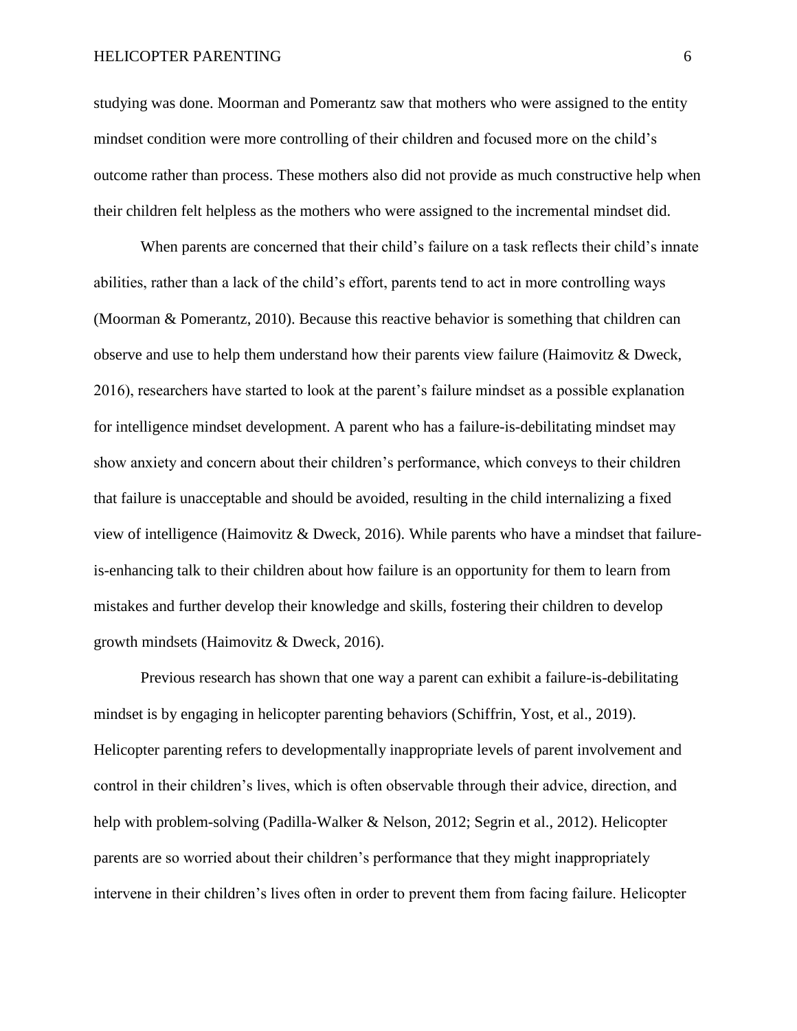studying was done. Moorman and Pomerantz saw that mothers who were assigned to the entity mindset condition were more controlling of their children and focused more on the child's outcome rather than process. These mothers also did not provide as much constructive help when their children felt helpless as the mothers who were assigned to the incremental mindset did.

When parents are concerned that their child's failure on a task reflects their child's innate abilities, rather than a lack of the child's effort, parents tend to act in more controlling ways (Moorman & Pomerantz, 2010). Because this reactive behavior is something that children can observe and use to help them understand how their parents view failure (Haimovitz & Dweck, 2016), researchers have started to look at the parent's failure mindset as a possible explanation for intelligence mindset development. A parent who has a failure-is-debilitating mindset may show anxiety and concern about their children's performance, which conveys to their children that failure is unacceptable and should be avoided, resulting in the child internalizing a fixed view of intelligence (Haimovitz & Dweck, 2016). While parents who have a mindset that failure-is-enhancing talk to their children about how failure is an opportunity for them to learn from mistakes and further develop their knowledge and skills, fostering their children to develop growth mindsets (Haimovitz & Dweck, 2016).

Previous research has shown that one way a parent can exhibit a failure-is-debilitating mindset is by engaging in helicopter parenting behaviors (Schiffrin, Yost, et al., 2019). Helicopter parenting refers to developmentally inappropriate levels of parent involvement and control in their children's lives, which is often observable through their advice, direction, and help with problem-solving (Padilla-Walker & Nelson, 2012; Segrin et al., 2012). Helicopter parents are so worried about their children's performance that they might inappropriately intervene in their children's lives often in order to prevent them from facing failure. Helicopter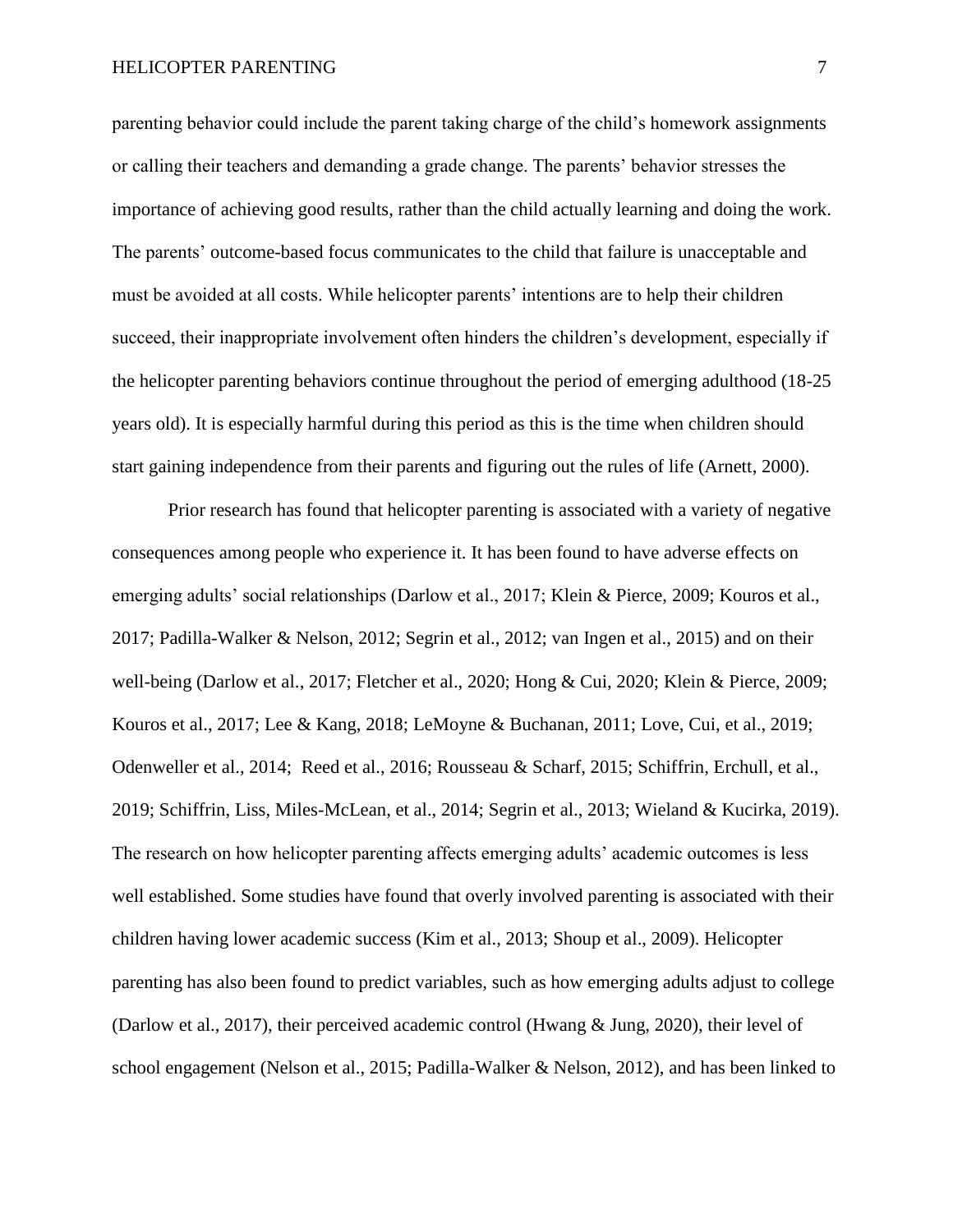parenting behavior could include the parent taking charge of the child's homework assignments or calling their teachers and demanding a grade change. The parents' behavior stresses the importance of achieving good results, rather than the child actually learning and doing the work. The parents' outcome-based focus communicates to the child that failure is unacceptable and must be avoided at all costs. While helicopter parents' intentions are to help their children succeed, their inappropriate involvement often hinders the children's development, especially if the helicopter parenting behaviors continue throughout the period of emerging adulthood (18-25 years old). It is especially harmful during this period as this is the time when children should start gaining independence from their parents and figuring out the rules of life (Arnett, 2000).

Prior research has found that helicopter parenting is associated with a variety of negative consequences among people who experience it. It has been found to have adverse effects on emerging adults' social relationships (Darlow et al., 2017; Klein & Pierce, 2009; Kouros et al., 2017; Padilla-Walker & Nelson, 2012; Segrin et al., 2012; van Ingen et al., 2015) and on their well-being (Darlow et al., 2017; Fletcher et al., 2020; Hong & Cui, 2020; Klein & Pierce, 2009; Kouros et al., 2017; Lee & Kang, 2018; LeMoyne & Buchanan, 2011; Love, Cui, et al., 2019; Odenweller et al., 2014; Reed et al., 2016; Rousseau & Scharf, 2015; Schiffrin, Erchull, et al., 2019; Schiffrin, Liss, Miles-McLean, et al., 2014; Segrin et al., 2013; Wieland & Kucirka, 2019). The research on how helicopter parenting affects emerging adults' academic outcomes is less well established. Some studies have found that overly involved parenting is associated with their children having lower academic success (Kim et al., 2013; Shoup et al., 2009). Helicopter parenting has also been found to predict variables, such as how emerging adults adjust to college (Darlow et al., 2017), their perceived academic control (Hwang & Jung, 2020), their level of school engagement (Nelson et al., 2015; Padilla-Walker & Nelson, 2012), and has been linked to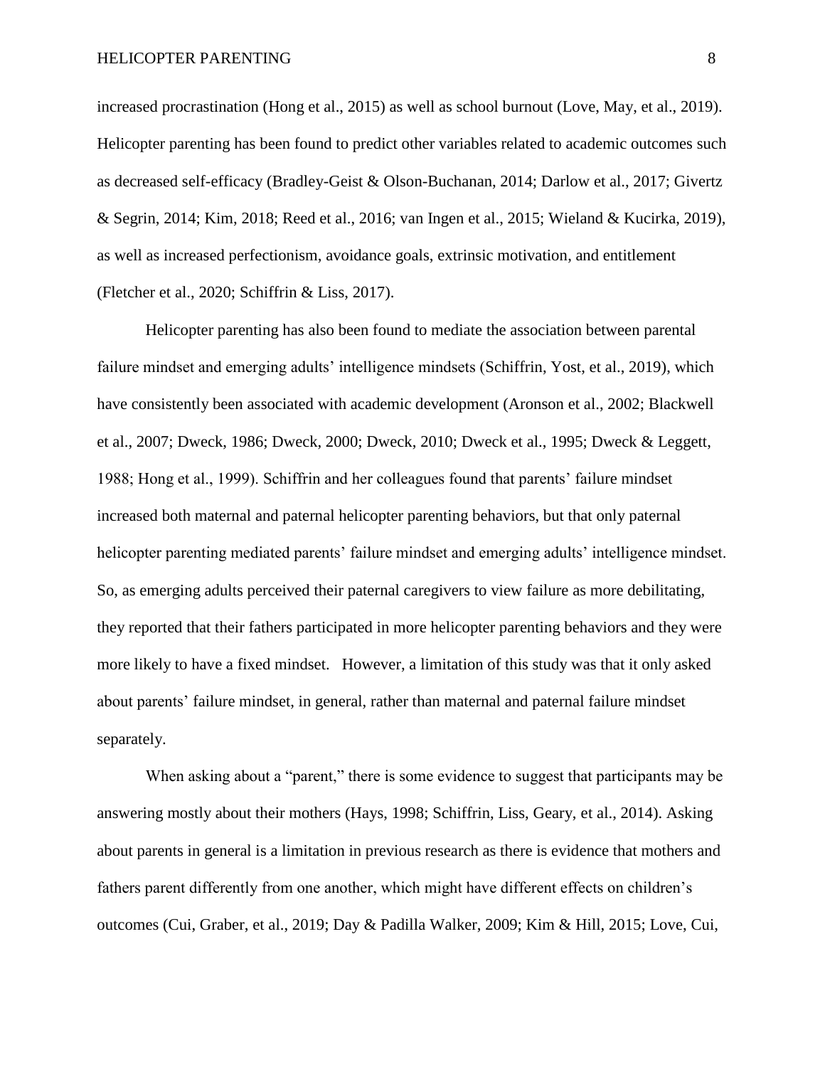increased procrastination (Hong et al., 2015) as well as school burnout (Love, May, et al., 2019). Helicopter parenting has been found to predict other variables related to academic outcomes such as decreased self-efficacy (Bradley-Geist & Olson-Buchanan, 2014; Darlow et al., 2017; Givertz & Segrin, 2014; Kim, 2018; Reed et al., 2016; van Ingen et al., 2015; Wieland & Kucirka, 2019), as well as increased perfectionism, avoidance goals, extrinsic motivation, and entitlement (Fletcher et al., 2020; Schiffrin & Liss, 2017).

Helicopter parenting has also been found to mediate the association between parental failure mindset and emerging adults' intelligence mindsets (Schiffrin, Yost, et al., 2019), which have consistently been associated with academic development (Aronson et al., 2002; Blackwell et al., 2007; Dweck, 1986; Dweck, 2000; Dweck, 2010; Dweck et al., 1995; Dweck & Leggett, 1988; Hong et al., 1999). Schiffrin and her colleagues found that parents' failure mindset increased both maternal and paternal helicopter parenting behaviors, but that only paternal helicopter parenting mediated parents' failure mindset and emerging adults' intelligence mindset. So, as emerging adults perceived their paternal caregivers to view failure as more debilitating, they reported that their fathers participated in more helicopter parenting behaviors and they were more likely to have a fixed mindset. However, a limitation of this study was that it only asked about parents' failure mindset, in general, rather than maternal and paternal failure mindset separately.

When asking about a "parent," there is some evidence to suggest that participants may be answering mostly about their mothers (Hays, 1998; Schiffrin, Liss, Geary, et al., 2014). Asking about parents in general is a limitation in previous research as there is evidence that mothers and fathers parent differently from one another, which might have different effects on children's outcomes (Cui, Graber, et al., 2019; Day & Padilla Walker, 2009; Kim & Hill, 2015; Love, Cui,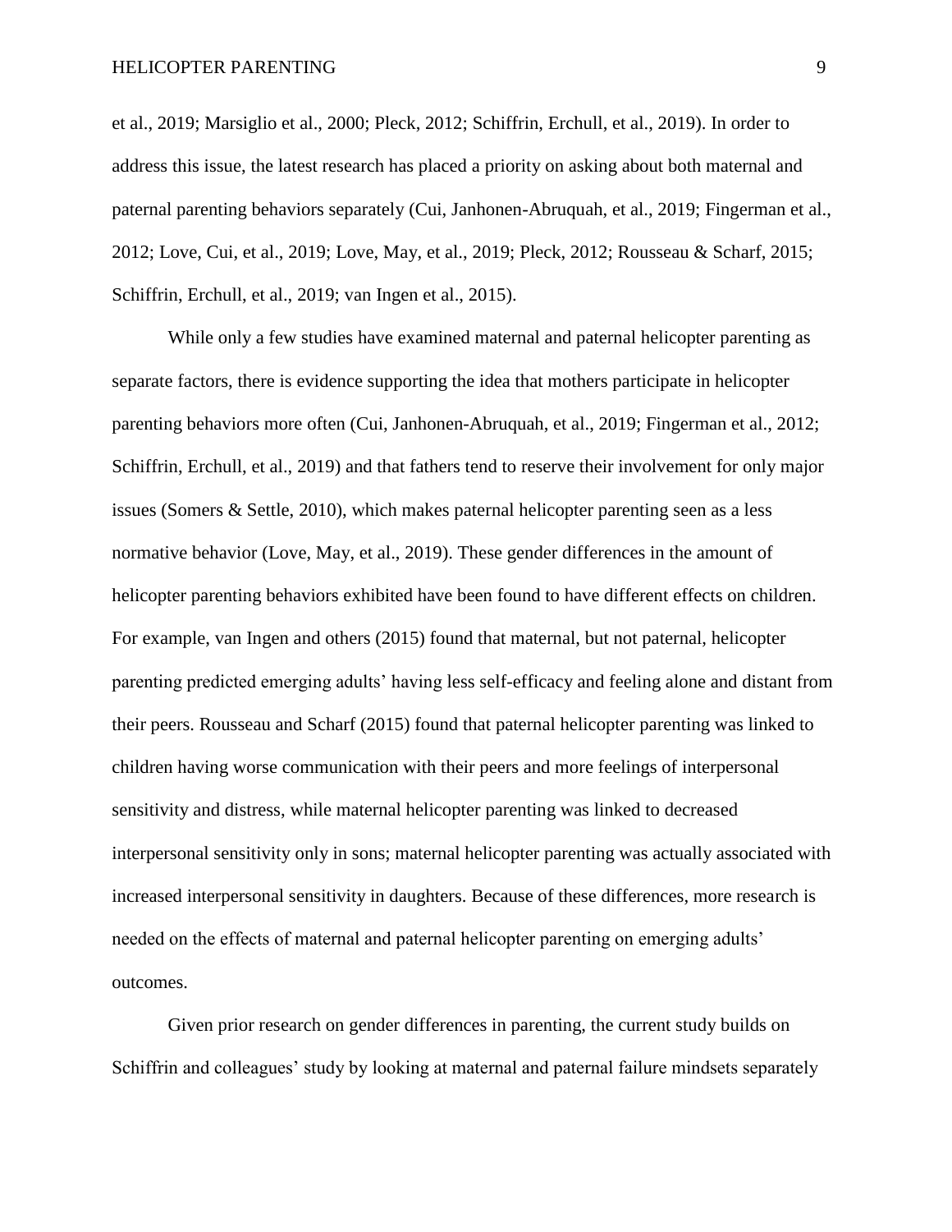et al., 2019; Marsiglio et al., 2000; Pleck, 2012; Schiffrin, Erchull, et al., 2019). In order to address this issue, the latest research has placed a priority on asking about both maternal and paternal parenting behaviors separately (Cui, Janhonen-Abruquah, et al., 2019; Fingerman et al., 2012; Love, Cui, et al., 2019; Love, May, et al., 2019; Pleck, 2012; Rousseau & Scharf, 2015; Schiffrin, Erchull, et al., 2019; van Ingen et al., 2015).

While only a few studies have examined maternal and paternal helicopter parenting as separate factors, there is evidence supporting the idea that mothers participate in helicopter parenting behaviors more often (Cui, Janhonen-Abruquah, et al., 2019; Fingerman et al., 2012; Schiffrin, Erchull, et al., 2019) and that fathers tend to reserve their involvement for only major issues (Somers & Settle, 2010), which makes paternal helicopter parenting seen as a less normative behavior (Love, May, et al., 2019). These gender differences in the amount of helicopter parenting behaviors exhibited have been found to have different effects on children. For example, van Ingen and others (2015) found that maternal, but not paternal, helicopter parenting predicted emerging adults' having less self-efficacy and feeling alone and distant from their peers. Rousseau and Scharf (2015) found that paternal helicopter parenting was linked to children having worse communication with their peers and more feelings of interpersonal sensitivity and distress, while maternal helicopter parenting was linked to decreased interpersonal sensitivity only in sons; maternal helicopter parenting was actually associated with increased interpersonal sensitivity in daughters. Because of these differences, more research is needed on the effects of maternal and paternal helicopter parenting on emerging adults' outcomes.

Given prior research on gender differences in parenting, the current study builds on Schiffrin and colleagues' study by looking at maternal and paternal failure mindsets separately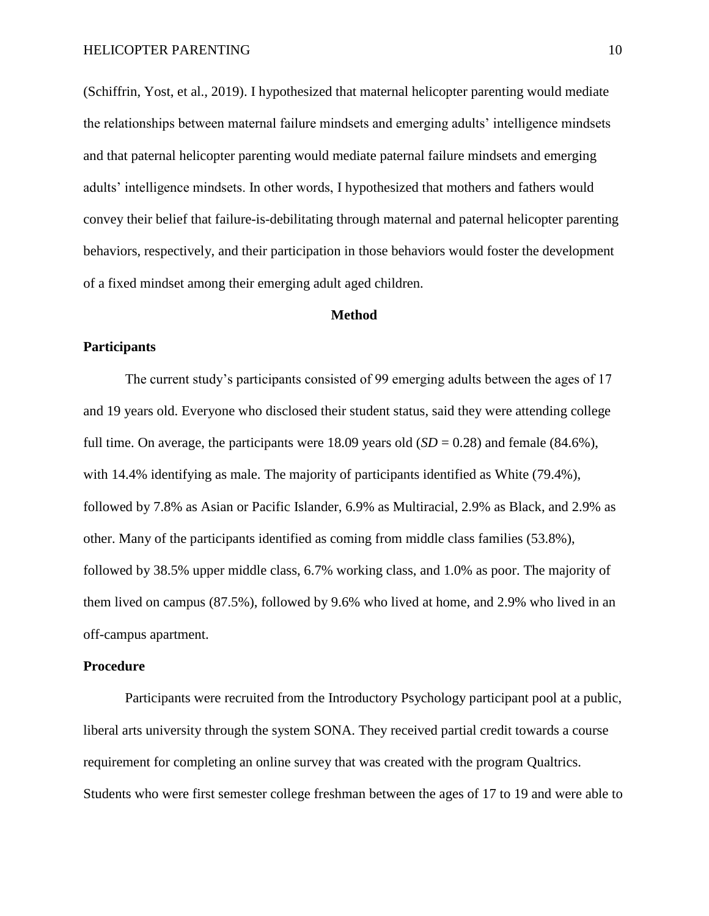(Schiffrin, Yost, et al., 2019). I hypothesized that maternal helicopter parenting would mediate the relationships between maternal failure mindsets and emerging adults' intelligence mindsets and that paternal helicopter parenting would mediate paternal failure mindsets and emerging adults' intelligence mindsets. In other words, I hypothesized that mothers and fathers would convey their belief that failure-is-debilitating through maternal and paternal helicopter parenting behaviors, respectively, and their participation in those behaviors would foster the development of a fixed mindset among their emerging adult aged children.

# Method

## Participants

The current study's participants consisted of 99 emerging adults between the ages of 17 and 19 years old. Everyone who disclosed their student status, said they were attending college full time. On average, the participants were 18.09 years old (*SD* = 0.28) and female (84.6%), with 14.4% identifying as male. The majority of participants identified as White (79.4%), followed by 7.8% as Asian or Pacific Islander, 6.9% as Multiracial, 2.9% as Black, and 2.9% as other. Many of the participants identified as coming from middle class families (53.8%), followed by 38.5% upper middle class, 6.7% working class, and 1.0% as poor. The majority of them lived on campus (87.5%), followed by 9.6% who lived at home, and 2.9% who lived in an off-campus apartment.

## Procedure

Participants were recruited from the Introductory Psychology participant pool at a public, liberal arts university through the system SONA. They received partial credit towards a course requirement for completing an online survey that was created with the program Qualtrics. Students who were first semester college freshman between the ages of 17 to 19 and were able to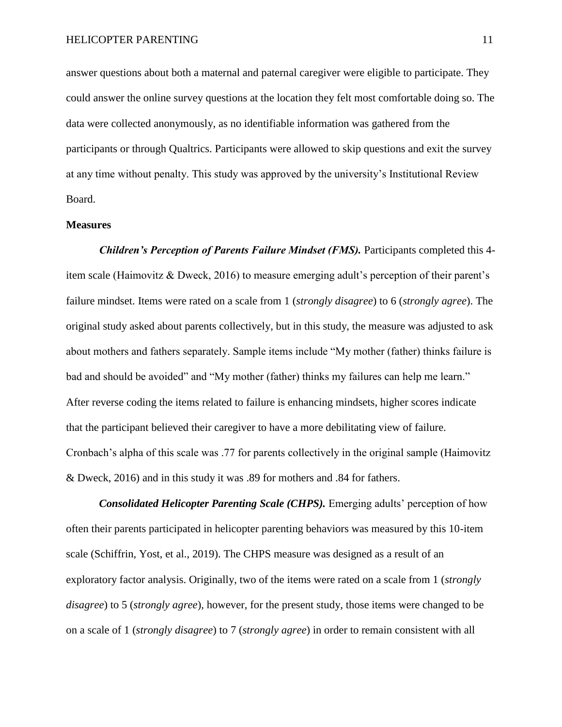answer questions about both a maternal and paternal caregiver were eligible to participate. They could answer the online survey questions at the location they felt most comfortable doing so. The data were collected anonymously, as no identifiable information was gathered from the participants or through Qualtrics. Participants were allowed to skip questions and exit the survey at any time without penalty. This study was approved by the university's Institutional Review Board.

**Measures**

***Children's Perception of Parents Failure Mindset (FMS).*** Participants completed this 4-item scale (Haimovitz & Dweck, 2016) to measure emerging adult's perception of their parent's failure mindset. Items were rated on a scale from 1 (*strongly disagree*) to 6 (*strongly agree*). The original study asked about parents collectively, but in this study, the measure was adjusted to ask about mothers and fathers separately. Sample items include "My mother (father) thinks failure is bad and should be avoided" and "My mother (father) thinks my failures can help me learn." After reverse coding the items related to failure is enhancing mindsets, higher scores indicate that the participant believed their caregiver to have a more debilitating view of failure. Cronbach's alpha of this scale was .77 for parents collectively in the original sample (Haimovitz & Dweck, 2016) and in this study it was .89 for mothers and .84 for fathers.

***Consolidated Helicopter Parenting Scale (CHPS).*** Emerging adults' perception of how often their parents participated in helicopter parenting behaviors was measured by this 10-item scale (Schiffrin, Yost, et al., 2019). The CHPS measure was designed as a result of an exploratory factor analysis. Originally, two of the items were rated on a scale from 1 (*strongly disagree*) to 5 (*strongly agree*), however, for the present study, those items were changed to be on a scale of 1 (*strongly disagree*) to 7 (*strongly agree*) in order to remain consistent with all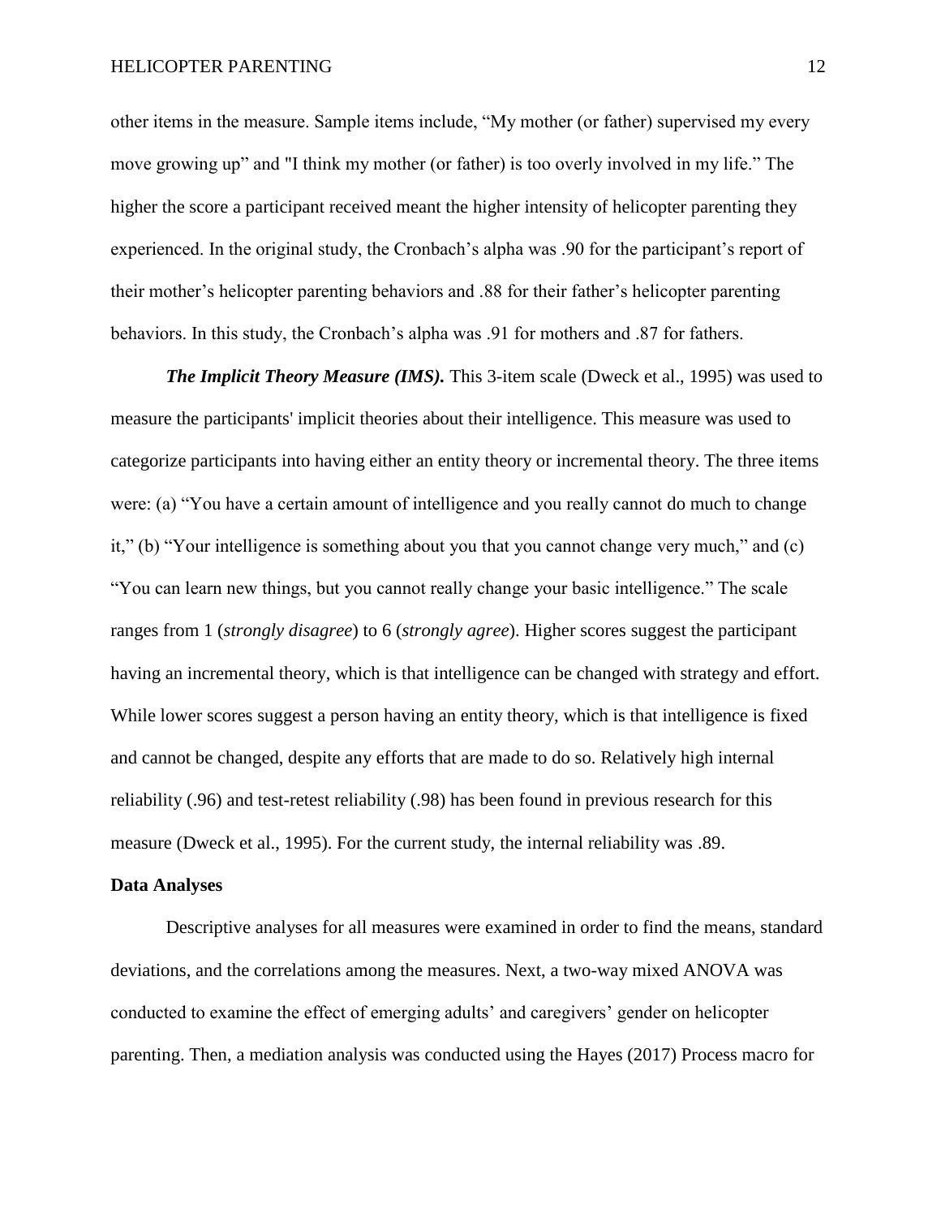other items in the measure. Sample items include, “My mother (or father) supervised my every move growing up” and "I think my mother (or father) is too overly involved in my life.” The higher the score a participant received meant the higher intensity of helicopter parenting they experienced. In the original study, the Cronbach’s alpha was .90 for the participant’s report of their mother’s helicopter parenting behaviors and .88 for their father’s helicopter parenting behaviors. In this study, the Cronbach’s alpha was .91 for mothers and .87 for fathers.

***The Implicit Theory Measure (IMS).*** This 3-item scale (Dweck et al., 1995) was used to measure the participants' implicit theories about their intelligence. This measure was used to categorize participants into having either an entity theory or incremental theory. The three items were: (a) “You have a certain amount of intelligence and you really cannot do much to change it,” (b) “Your intelligence is something about you that you cannot change very much,” and (c) “You can learn new things, but you cannot really change your basic intelligence.” The scale ranges from 1 (*strongly disagree*) to 6 (*strongly agree*). Higher scores suggest the participant having an incremental theory, which is that intelligence can be changed with strategy and effort. While lower scores suggest a person having an entity theory, which is that intelligence is fixed and cannot be changed, despite any efforts that are made to do so. Relatively high internal reliability (.96) and test-retest reliability (.98) has been found in previous research for this measure (Dweck et al., 1995). For the current study, the internal reliability was .89.

## Data Analyses

Descriptive analyses for all measures were examined in order to find the means, standard deviations, and the correlations among the measures. Next, a two-way mixed ANOVA was conducted to examine the effect of emerging adults’ and caregivers’ gender on helicopter parenting. Then, a mediation analysis was conducted using the Hayes (2017) Process macro for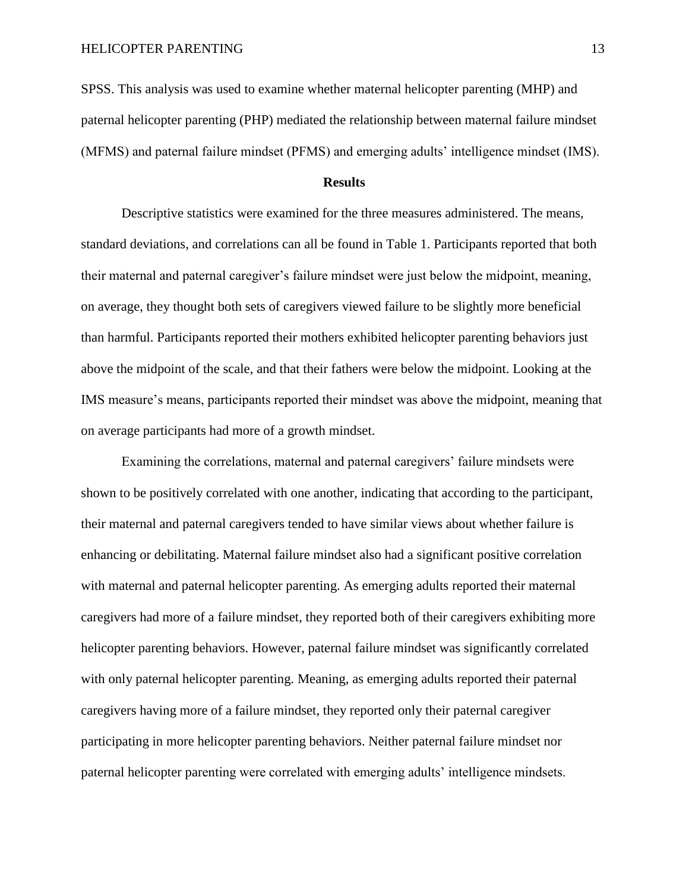SPSS. This analysis was used to examine whether maternal helicopter parenting (MHP) and paternal helicopter parenting (PHP) mediated the relationship between maternal failure mindset (MFMS) and paternal failure mindset (PFMS) and emerging adults' intelligence mindset (IMS).

## Results

Descriptive statistics were examined for the three measures administered. The means, standard deviations, and correlations can all be found in Table 1. Participants reported that both their maternal and paternal caregiver's failure mindset were just below the midpoint, meaning, on average, they thought both sets of caregivers viewed failure to be slightly more beneficial than harmful. Participants reported their mothers exhibited helicopter parenting behaviors just above the midpoint of the scale, and that their fathers were below the midpoint. Looking at the IMS measure's means, participants reported their mindset was above the midpoint, meaning that on average participants had more of a growth mindset.

Examining the correlations, maternal and paternal caregivers' failure mindsets were shown to be positively correlated with one another, indicating that according to the participant, their maternal and paternal caregivers tended to have similar views about whether failure is enhancing or debilitating. Maternal failure mindset also had a significant positive correlation with maternal and paternal helicopter parenting. As emerging adults reported their maternal caregivers had more of a failure mindset, they reported both of their caregivers exhibiting more helicopter parenting behaviors. However, paternal failure mindset was significantly correlated with only paternal helicopter parenting. Meaning, as emerging adults reported their paternal caregivers having more of a failure mindset, they reported only their paternal caregiver participating in more helicopter parenting behaviors. Neither paternal failure mindset nor paternal helicopter parenting were correlated with emerging adults' intelligence mindsets.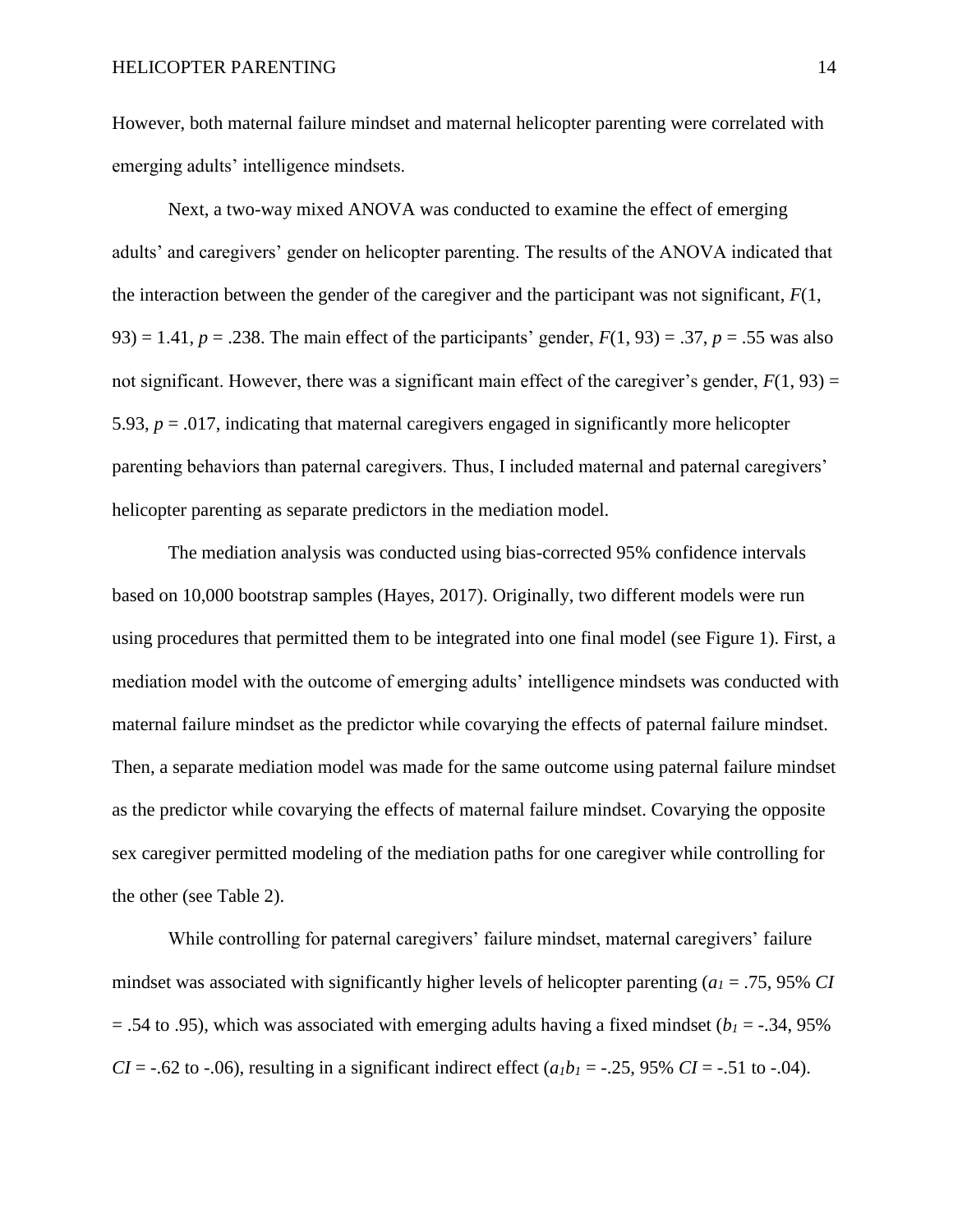However, both maternal failure mindset and maternal helicopter parenting were correlated with emerging adults' intelligence mindsets.

Next, a two-way mixed ANOVA was conducted to examine the effect of emerging adults' and caregivers' gender on helicopter parenting. The results of the ANOVA indicated that the interaction between the gender of the caregiver and the participant was not significant, $F(1, 93) = 1.41$, $p = .238$. The main effect of the participants' gender, $F(1, 93) = .37$, $p = .55$ was also not significant. However, there was a significant main effect of the caregiver's gender, $F(1, 93) = 5.93$, $p = .017$, indicating that maternal caregivers engaged in significantly more helicopter parenting behaviors than paternal caregivers. Thus, I included maternal and paternal caregivers' helicopter parenting as separate predictors in the mediation model.

The mediation analysis was conducted using bias-corrected 95% confidence intervals based on 10,000 bootstrap samples (Hayes, 2017). Originally, two different models were run using procedures that permitted them to be integrated into one final model (see Figure 1). First, a mediation model with the outcome of emerging adults' intelligence mindsets was conducted with maternal failure mindset as the predictor while covarying the effects of paternal failure mindset. Then, a separate mediation model was made for the same outcome using paternal failure mindset as the predictor while covarying the effects of maternal failure mindset. Covarying the opposite sex caregiver permitted modeling of the mediation paths for one caregiver while controlling for the other (see Table 2).

While controlling for paternal caregivers' failure mindset, maternal caregivers' failure mindset was associated with significantly higher levels of helicopter parenting ($a_1 = .75$, 95% $CI = .54$ to $.95$), which was associated with emerging adults having a fixed mindset ($b_1 = -.34$, 95% $CI = -.62$ to $-.06$), resulting in a significant indirect effect ($a_1b_1 = -.25$, 95% $CI = -.51$ to $-.04$).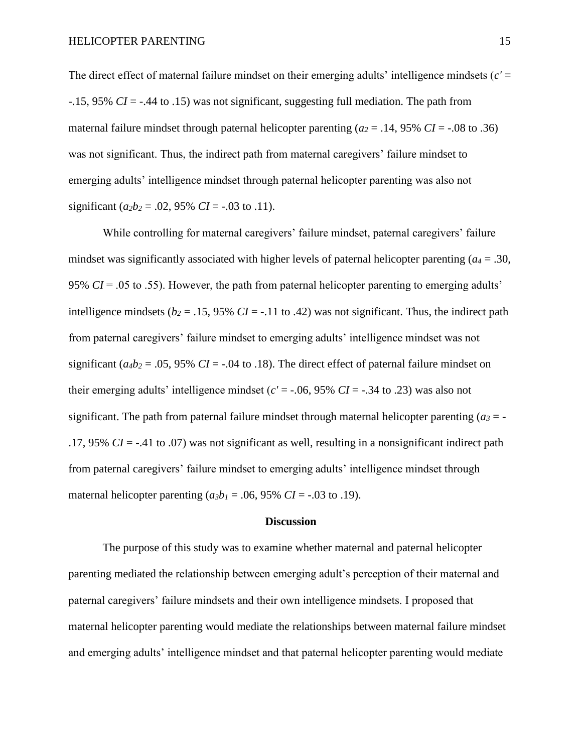The direct effect of maternal failure mindset on their emerging adults' intelligence mindsets ($c'$ = -.15, 95% *CI* = -.44 to .15) was not significant, suggesting full mediation. The path from maternal failure mindset through paternal helicopter parenting ($a_2$ = .14, 95% *CI* = -.08 to .36) was not significant. Thus, the indirect path from maternal caregivers' failure mindset to emerging adults' intelligence mindset through paternal helicopter parenting was also not significant ($a_2b_2$ = .02, 95% *CI* = -.03 to .11).

While controlling for maternal caregivers' failure mindset, paternal caregivers' failure mindset was significantly associated with higher levels of paternal helicopter parenting ($a_4$ = .30, 95% *CI* = .05 to .55). However, the path from paternal helicopter parenting to emerging adults' intelligence mindsets ($b_2$ = .15, 95% *CI* = -.11 to .42) was not significant. Thus, the indirect path from paternal caregivers' failure mindset to emerging adults' intelligence mindset was not significant ($a_4b_2$ = .05, 95% *CI* = -.04 to .18). The direct effect of paternal failure mindset on their emerging adults' intelligence mindset ($c'$ = -.06, 95% *CI* = -.34 to .23) was also not significant. The path from paternal failure mindset through maternal helicopter parenting ($a_3$ = -.17, 95% *CI* = -.41 to .07) was not significant as well, resulting in a nonsignificant indirect path from paternal caregivers' failure mindset to emerging adults' intelligence mindset through maternal helicopter parenting ($a_3b_1$ = .06, 95% *CI* = -.03 to .19).

## Discussion

The purpose of this study was to examine whether maternal and paternal helicopter parenting mediated the relationship between emerging adult's perception of their maternal and paternal caregivers' failure mindsets and their own intelligence mindsets. I proposed that maternal helicopter parenting would mediate the relationships between maternal failure mindset and emerging adults' intelligence mindset and that paternal helicopter parenting would mediate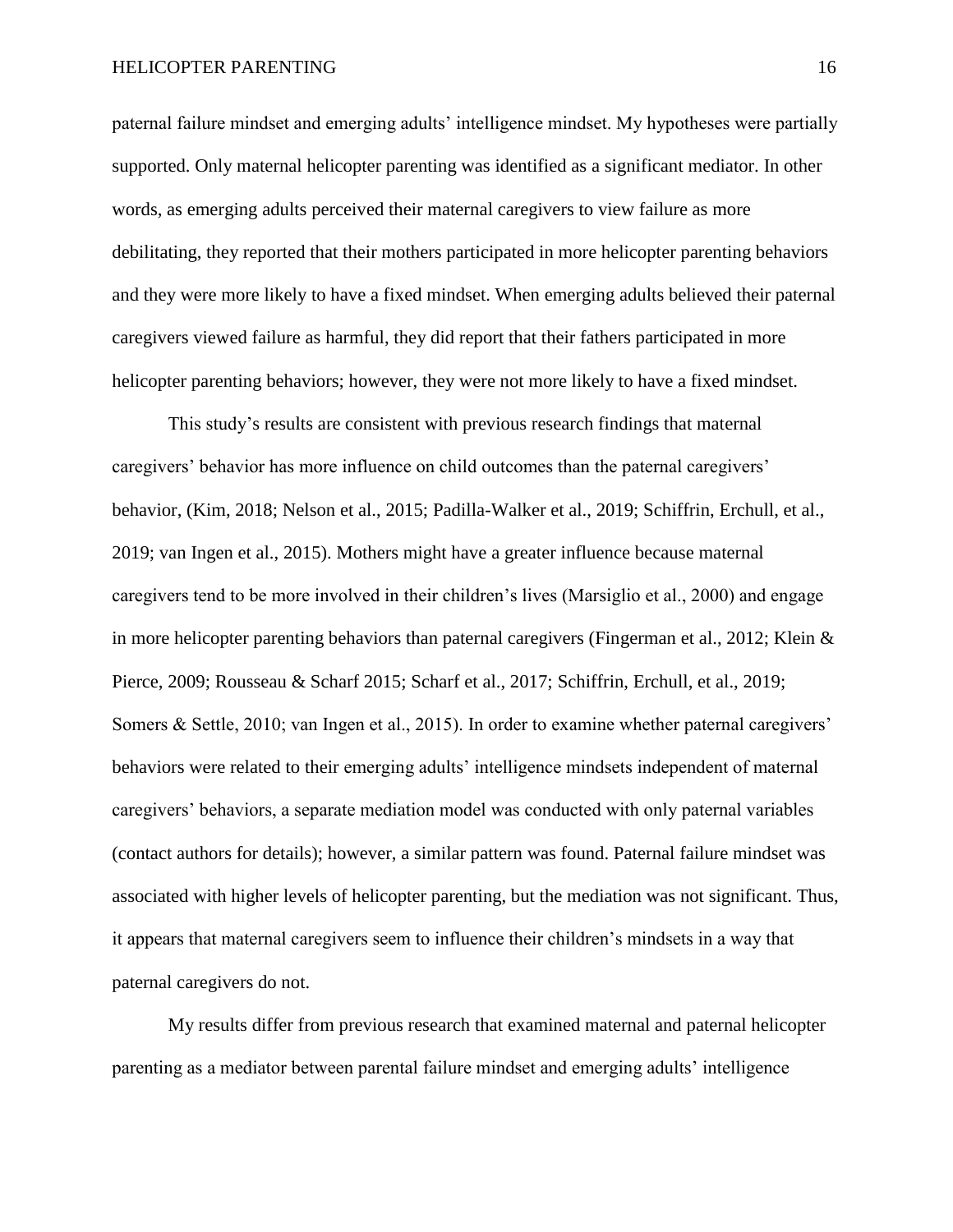paternal failure mindset and emerging adults' intelligence mindset. My hypotheses were partially supported. Only maternal helicopter parenting was identified as a significant mediator. In other words, as emerging adults perceived their maternal caregivers to view failure as more debilitating, they reported that their mothers participated in more helicopter parenting behaviors and they were more likely to have a fixed mindset. When emerging adults believed their paternal caregivers viewed failure as harmful, they did report that their fathers participated in more helicopter parenting behaviors; however, they were not more likely to have a fixed mindset.

This study's results are consistent with previous research findings that maternal caregivers' behavior has more influence on child outcomes than the paternal caregivers' behavior, (Kim, 2018; Nelson et al., 2015; Padilla-Walker et al., 2019; Schiffrin, Erchull, et al., 2019; van Ingen et al., 2015). Mothers might have a greater influence because maternal caregivers tend to be more involved in their children's lives (Marsiglio et al., 2000) and engage in more helicopter parenting behaviors than paternal caregivers (Fingerman et al., 2012; Klein & Pierce, 2009; Rousseau & Scharf 2015; Scharf et al., 2017; Schiffrin, Erchull, et al., 2019; Somers & Settle, 2010; van Ingen et al., 2015). In order to examine whether paternal caregivers' behaviors were related to their emerging adults' intelligence mindsets independent of maternal caregivers' behaviors, a separate mediation model was conducted with only paternal variables (contact authors for details); however, a similar pattern was found. Paternal failure mindset was associated with higher levels of helicopter parenting, but the mediation was not significant. Thus, it appears that maternal caregivers seem to influence their children's mindsets in a way that paternal caregivers do not.

My results differ from previous research that examined maternal and paternal helicopter parenting as a mediator between parental failure mindset and emerging adults' intelligence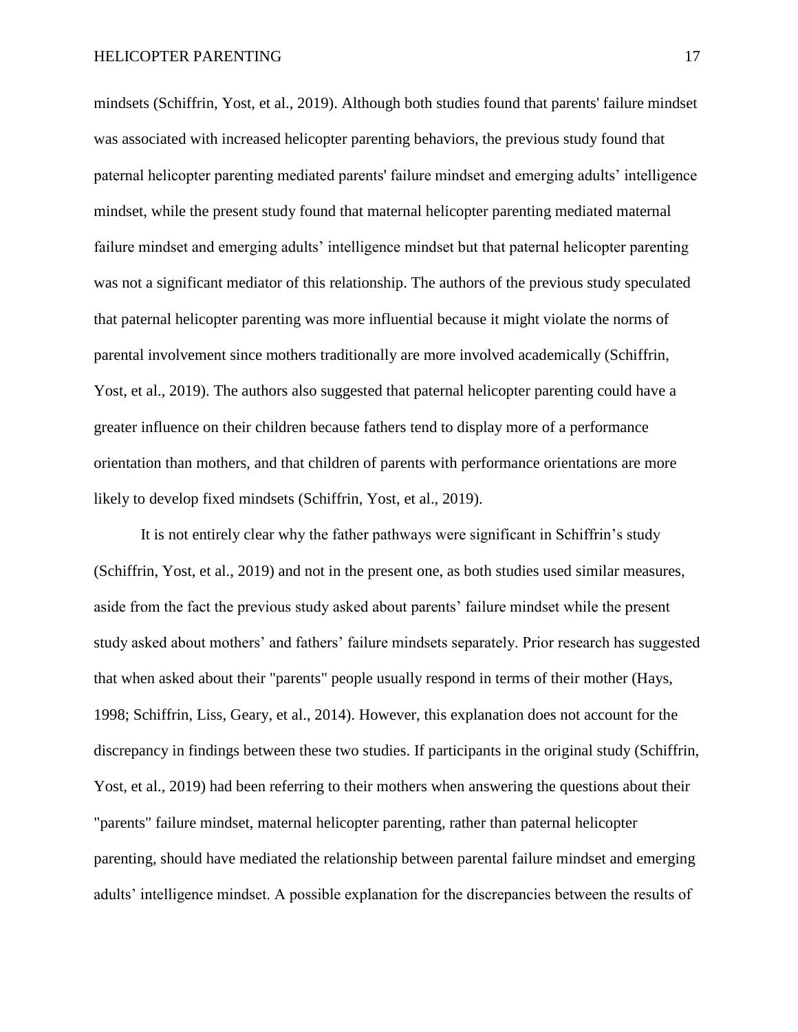mindsets (Schiffrin, Yost, et al., 2019). Although both studies found that parents' failure mindset was associated with increased helicopter parenting behaviors, the previous study found that paternal helicopter parenting mediated parents' failure mindset and emerging adults' intelligence mindset, while the present study found that maternal helicopter parenting mediated maternal failure mindset and emerging adults' intelligence mindset but that paternal helicopter parenting was not a significant mediator of this relationship. The authors of the previous study speculated that paternal helicopter parenting was more influential because it might violate the norms of parental involvement since mothers traditionally are more involved academically (Schiffrin, Yost, et al., 2019). The authors also suggested that paternal helicopter parenting could have a greater influence on their children because fathers tend to display more of a performance orientation than mothers, and that children of parents with performance orientations are more likely to develop fixed mindsets (Schiffrin, Yost, et al., 2019).

It is not entirely clear why the father pathways were significant in Schiffrin's study (Schiffrin, Yost, et al., 2019) and not in the present one, as both studies used similar measures, aside from the fact the previous study asked about parents' failure mindset while the present study asked about mothers' and fathers' failure mindsets separately. Prior research has suggested that when asked about their "parents" people usually respond in terms of their mother (Hays, 1998; Schiffrin, Liss, Geary, et al., 2014). However, this explanation does not account for the discrepancy in findings between these two studies. If participants in the original study (Schiffrin, Yost, et al., 2019) had been referring to their mothers when answering the questions about their "parents" failure mindset, maternal helicopter parenting, rather than paternal helicopter parenting, should have mediated the relationship between parental failure mindset and emerging adults' intelligence mindset. A possible explanation for the discrepancies between the results of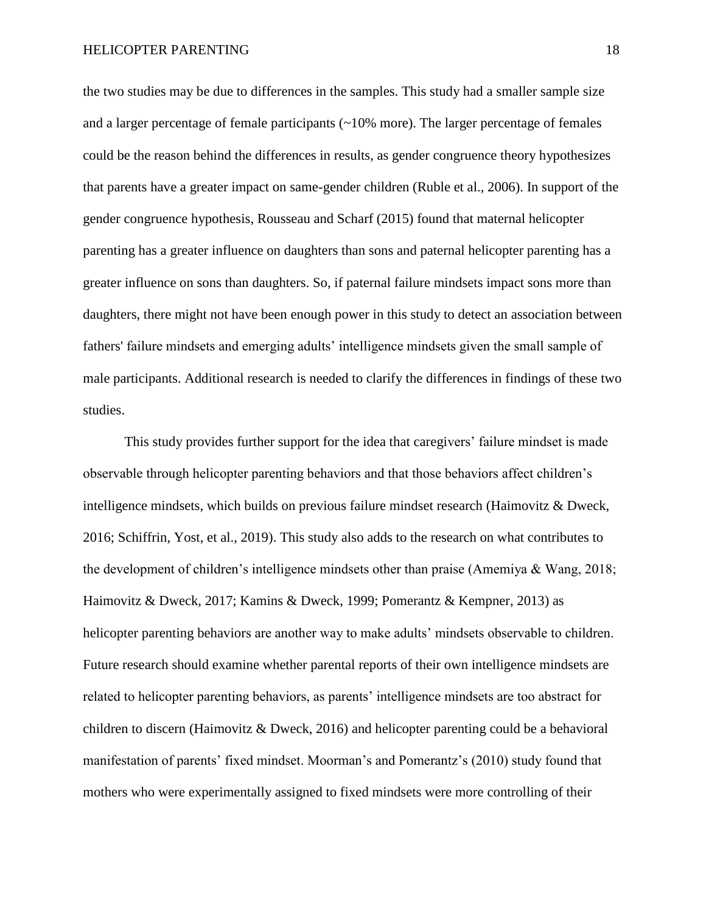the two studies may be due to differences in the samples. This study had a smaller sample size and a larger percentage of female participants (~10% more). The larger percentage of females could be the reason behind the differences in results, as gender congruence theory hypothesizes that parents have a greater impact on same-gender children (Ruble et al., 2006). In support of the gender congruence hypothesis, Rousseau and Scharf (2015) found that maternal helicopter parenting has a greater influence on daughters than sons and paternal helicopter parenting has a greater influence on sons than daughters. So, if paternal failure mindsets impact sons more than daughters, there might not have been enough power in this study to detect an association between fathers' failure mindsets and emerging adults' intelligence mindsets given the small sample of male participants. Additional research is needed to clarify the differences in findings of these two studies.

This study provides further support for the idea that caregivers' failure mindset is made observable through helicopter parenting behaviors and that those behaviors affect children's intelligence mindsets, which builds on previous failure mindset research (Haimovitz & Dweck, 2016; Schiffrin, Yost, et al., 2019). This study also adds to the research on what contributes to the development of children's intelligence mindsets other than praise (Amemiya & Wang, 2018; Haimovitz & Dweck, 2017; Kamins & Dweck, 1999; Pomerantz & Kempner, 2013) as helicopter parenting behaviors are another way to make adults' mindsets observable to children. Future research should examine whether parental reports of their own intelligence mindsets are related to helicopter parenting behaviors, as parents' intelligence mindsets are too abstract for children to discern (Haimovitz & Dweck, 2016) and helicopter parenting could be a behavioral manifestation of parents' fixed mindset. Moorman's and Pomerantz's (2010) study found that mothers who were experimentally assigned to fixed mindsets were more controlling of their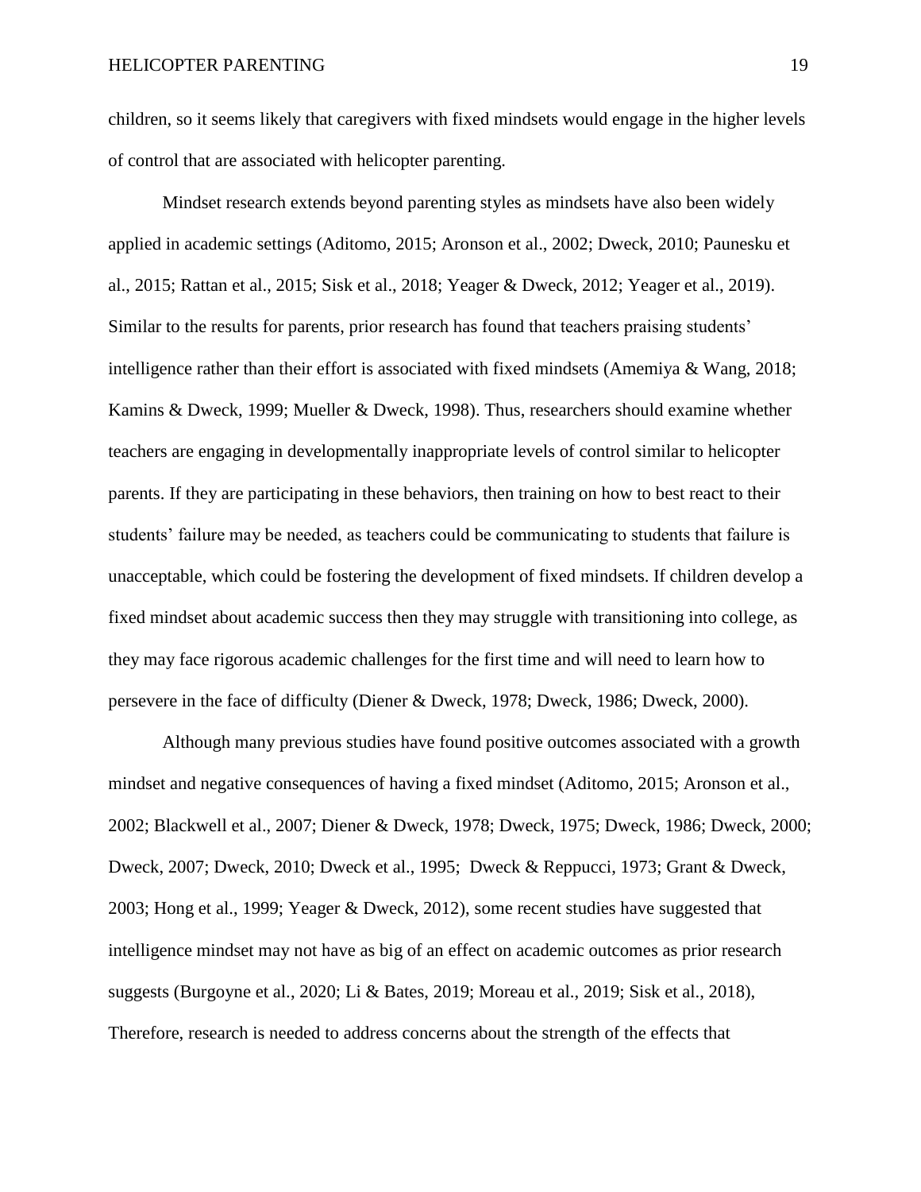children, so it seems likely that caregivers with fixed mindsets would engage in the higher levels of control that are associated with helicopter parenting.

Mindset research extends beyond parenting styles as mindsets have also been widely applied in academic settings (Aditomo, 2015; Aronson et al., 2002; Dweck, 2010; Paunesku et al., 2015; Rattan et al., 2015; Sisk et al., 2018; Yeager & Dweck, 2012; Yeager et al., 2019). Similar to the results for parents, prior research has found that teachers praising students' intelligence rather than their effort is associated with fixed mindsets (Amemiya & Wang, 2018; Kamins & Dweck, 1999; Mueller & Dweck, 1998). Thus, researchers should examine whether teachers are engaging in developmentally inappropriate levels of control similar to helicopter parents. If they are participating in these behaviors, then training on how to best react to their students' failure may be needed, as teachers could be communicating to students that failure is unacceptable, which could be fostering the development of fixed mindsets. If children develop a fixed mindset about academic success then they may struggle with transitioning into college, as they may face rigorous academic challenges for the first time and will need to learn how to persevere in the face of difficulty (Diener & Dweck, 1978; Dweck, 1986; Dweck, 2000).

Although many previous studies have found positive outcomes associated with a growth mindset and negative consequences of having a fixed mindset (Aditomo, 2015; Aronson et al., 2002; Blackwell et al., 2007; Diener & Dweck, 1978; Dweck, 1975; Dweck, 1986; Dweck, 2000; Dweck, 2007; Dweck, 2010; Dweck et al., 1995; Dweck & Reppucci, 1973; Grant & Dweck, 2003; Hong et al., 1999; Yeager & Dweck, 2012), some recent studies have suggested that intelligence mindset may not have as big of an effect on academic outcomes as prior research suggests (Burgoyne et al., 2020; Li & Bates, 2019; Moreau et al., 2019; Sisk et al., 2018), Therefore, research is needed to address concerns about the strength of the effects that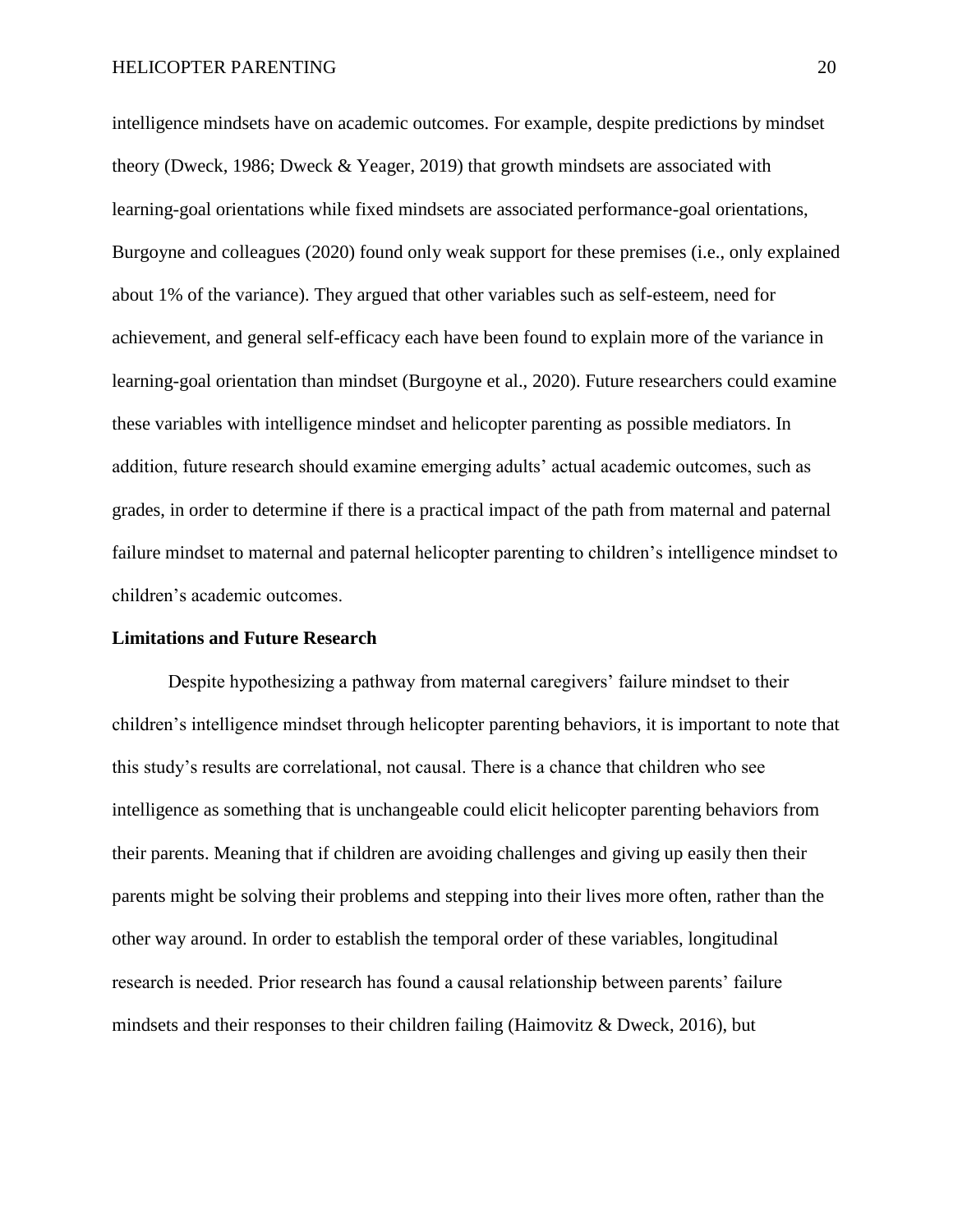intelligence mindsets have on academic outcomes. For example, despite predictions by mindset theory (Dweck, 1986; Dweck & Yeager, 2019) that growth mindsets are associated with learning-goal orientations while fixed mindsets are associated performance-goal orientations, Burgoyne and colleagues (2020) found only weak support for these premises (i.e., only explained about 1% of the variance). They argued that other variables such as self-esteem, need for achievement, and general self-efficacy each have been found to explain more of the variance in learning-goal orientation than mindset (Burgoyne et al., 2020). Future researchers could examine these variables with intelligence mindset and helicopter parenting as possible mediators. In addition, future research should examine emerging adults' actual academic outcomes, such as grades, in order to determine if there is a practical impact of the path from maternal and paternal failure mindset to maternal and paternal helicopter parenting to children's intelligence mindset to children's academic outcomes.

**Limitations and Future Research**

Despite hypothesizing a pathway from maternal caregivers' failure mindset to their children's intelligence mindset through helicopter parenting behaviors, it is important to note that this study's results are correlational, not causal. There is a chance that children who see intelligence as something that is unchangeable could elicit helicopter parenting behaviors from their parents. Meaning that if children are avoiding challenges and giving up easily then their parents might be solving their problems and stepping into their lives more often, rather than the other way around. In order to establish the temporal order of these variables, longitudinal research is needed. Prior research has found a causal relationship between parents' failure mindsets and their responses to their children failing (Haimovitz & Dweck, 2016), but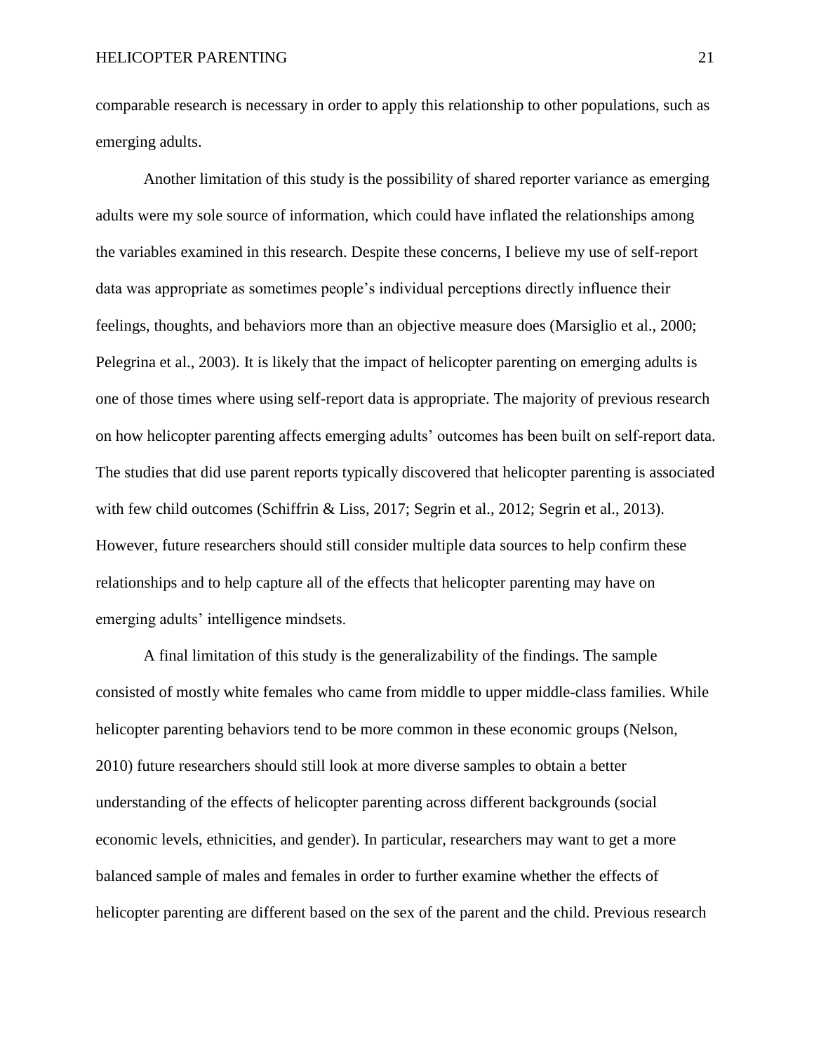comparable research is necessary in order to apply this relationship to other populations, such as emerging adults.

Another limitation of this study is the possibility of shared reporter variance as emerging adults were my sole source of information, which could have inflated the relationships among the variables examined in this research. Despite these concerns, I believe my use of self-report data was appropriate as sometimes people's individual perceptions directly influence their feelings, thoughts, and behaviors more than an objective measure does (Marsiglio et al., 2000; Pelegrina et al., 2003). It is likely that the impact of helicopter parenting on emerging adults is one of those times where using self-report data is appropriate. The majority of previous research on how helicopter parenting affects emerging adults' outcomes has been built on self-report data. The studies that did use parent reports typically discovered that helicopter parenting is associated with few child outcomes (Schiffrin & Liss, 2017; Segrin et al., 2012; Segrin et al., 2013). However, future researchers should still consider multiple data sources to help confirm these relationships and to help capture all of the effects that helicopter parenting may have on emerging adults' intelligence mindsets.

A final limitation of this study is the generalizability of the findings. The sample consisted of mostly white females who came from middle to upper middle-class families. While helicopter parenting behaviors tend to be more common in these economic groups (Nelson, 2010) future researchers should still look at more diverse samples to obtain a better understanding of the effects of helicopter parenting across different backgrounds (social economic levels, ethnicities, and gender). In particular, researchers may want to get a more balanced sample of males and females in order to further examine whether the effects of helicopter parenting are different based on the sex of the parent and the child. Previous research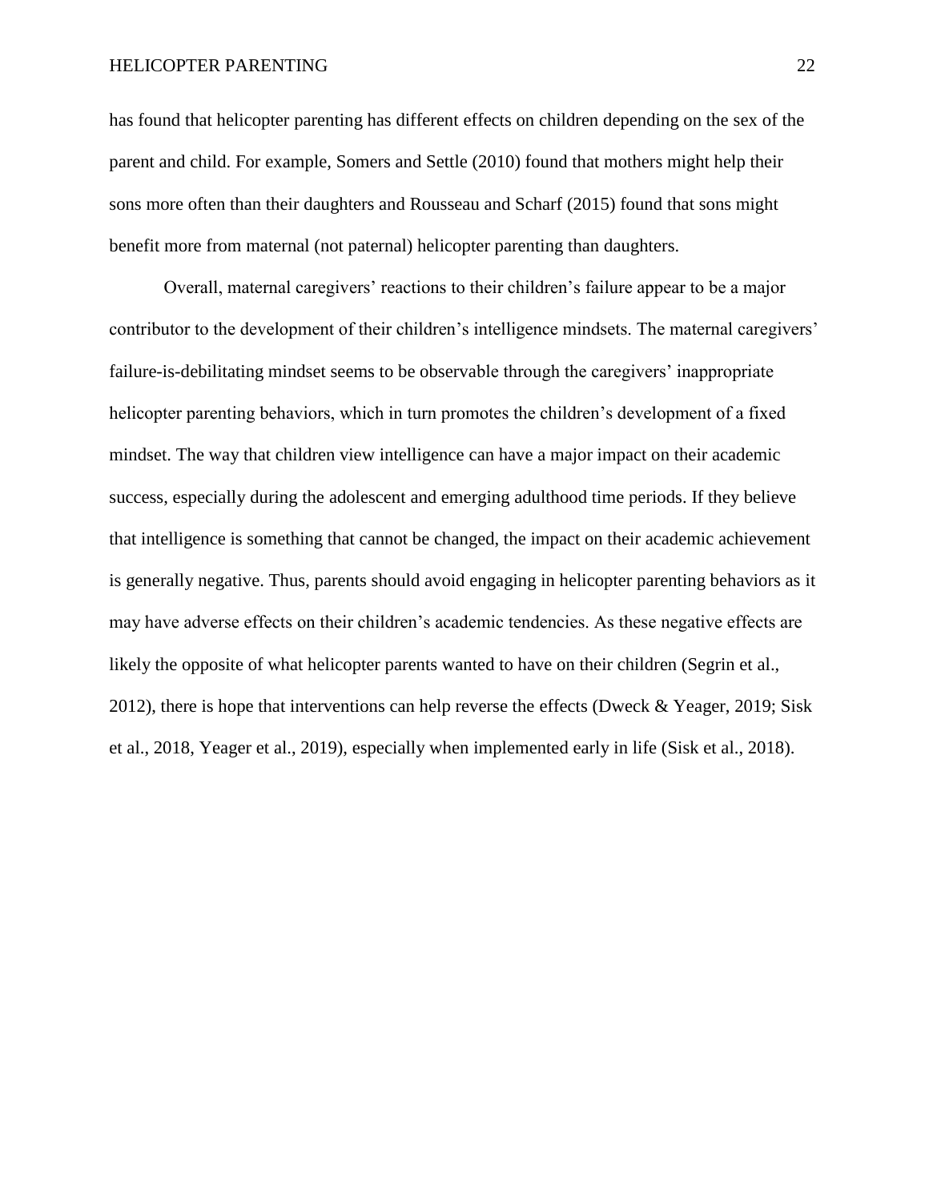has found that helicopter parenting has different effects on children depending on the sex of the parent and child. For example, Somers and Settle (2010) found that mothers might help their sons more often than their daughters and Rousseau and Scharf (2015) found that sons might benefit more from maternal (not paternal) helicopter parenting than daughters.

Overall, maternal caregivers' reactions to their children's failure appear to be a major contributor to the development of their children's intelligence mindsets. The maternal caregivers' failure-is-debilitating mindset seems to be observable through the caregivers' inappropriate helicopter parenting behaviors, which in turn promotes the children's development of a fixed mindset. The way that children view intelligence can have a major impact on their academic success, especially during the adolescent and emerging adulthood time periods. If they believe that intelligence is something that cannot be changed, the impact on their academic achievement is generally negative. Thus, parents should avoid engaging in helicopter parenting behaviors as it may have adverse effects on their children's academic tendencies. As these negative effects are likely the opposite of what helicopter parents wanted to have on their children (Segrin et al., 2012), there is hope that interventions can help reverse the effects (Dweck & Yeager, 2019; Sisk et al., 2018, Yeager et al., 2019), especially when implemented early in life (Sisk et al., 2018).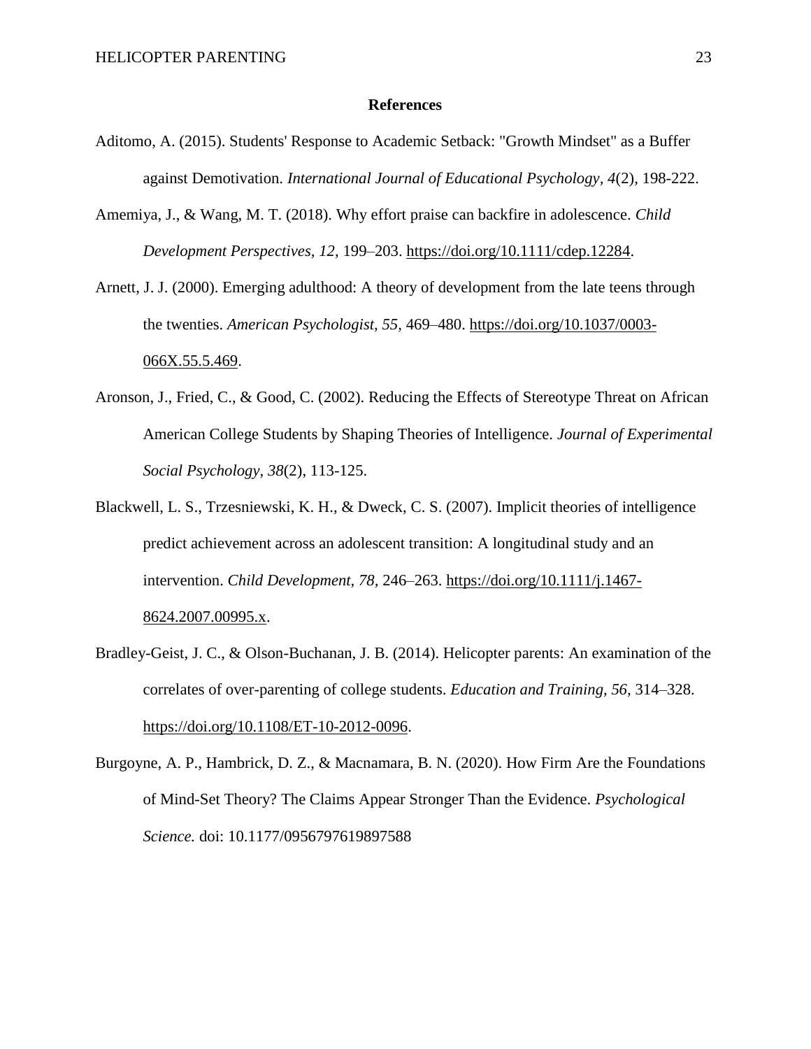# References

Aditomo, A. (2015). Students' Response to Academic Setback: "Growth Mindset" as a Buffer against Demotivation. *International Journal of Educational Psychology, 4*(2), 198-222.

Amemiya, J., & Wang, M. T. (2018). Why effort praise can backfire in adolescence. *Child Development Perspectives, 12,* 199–203. https://doi.org/10.1111/cdep.12284.

Arnett, J. J. (2000). Emerging adulthood: A theory of development from the late teens through the twenties. *American Psychologist, 55,* 469–480. https://doi.org/10.1037/0003-066X.55.5.469.

Aronson, J., Fried, C., & Good, C. (2002). Reducing the Effects of Stereotype Threat on African American College Students by Shaping Theories of Intelligence. *Journal of Experimental Social Psychology, 38*(2), 113-125.

Blackwell, L. S., Trzesniewski, K. H., & Dweck, C. S. (2007). Implicit theories of intelligence predict achievement across an adolescent transition: A longitudinal study and an intervention. *Child Development, 78,* 246–263. https://doi.org/10.1111/j.1467-8624.2007.00995.x.

Bradley-Geist, J. C., & Olson-Buchanan, J. B. (2014). Helicopter parents: An examination of the correlates of over-parenting of college students. *Education and Training, 56*, 314–328. https://doi.org/10.1108/ET-10-2012-0096.

Burgoyne, A. P., Hambrick, D. Z., & Macnamara, B. N. (2020). How Firm Are the Foundations of Mind-Set Theory? The Claims Appear Stronger Than the Evidence. *Psychological Science.* doi: 10.1177/0956797619897588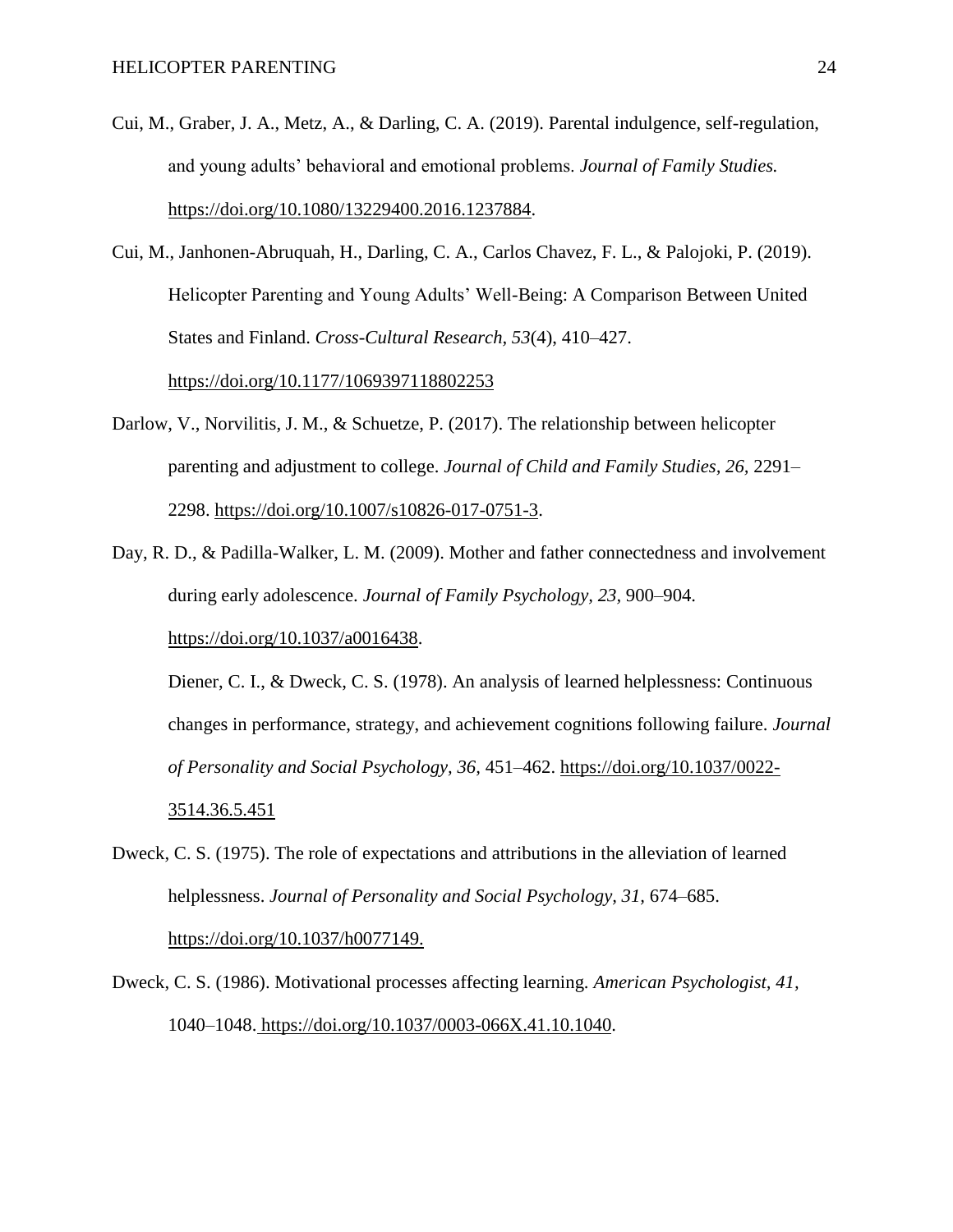Cui, M., Graber, J. A., Metz, A., & Darling, C. A. (2019). Parental indulgence, self-regulation, and young adults' behavioral and emotional problems. *Journal of Family Studies.* https://doi.org/10.1080/13229400.2016.1237884.

Cui, M., Janhonen-Abruquah, H., Darling, C. A., Carlos Chavez, F. L., & Palojoki, P. (2019). Helicopter Parenting and Young Adults' Well-Being: A Comparison Between United States and Finland. *Cross-Cultural Research, 53*(4), 410–427. https://doi.org/10.1177/1069397118802253

Darlow, V., Norvilitis, J. M., & Schuetze, P. (2017). The relationship between helicopter parenting and adjustment to college. *Journal of Child and Family Studies, 26,* 2291–2298. https://doi.org/10.1007/s10826-017-0751-3.

Day, R. D., & Padilla-Walker, L. M. (2009). Mother and father connectedness and involvement during early adolescence. *Journal of Family Psychology, 23,* 900–904. https://doi.org/10.1037/a0016438.

Diener, C. I., & Dweck, C. S. (1978). An analysis of learned helplessness: Continuous changes in performance, strategy, and achievement cognitions following failure. *Journal of Personality and Social Psychology, 36,* 451–462. https://doi.org/10.1037/0022-3514.36.5.451

Dweck, C. S. (1975). The role of expectations and attributions in the alleviation of learned helplessness. *Journal of Personality and Social Psychology, 31,* 674–685. https://doi.org/10.1037/h0077149.

Dweck, C. S. (1986). Motivational processes affecting learning. *American Psychologist, 41,* 1040–1048. https://doi.org/10.1037/0003-066X.41.10.1040.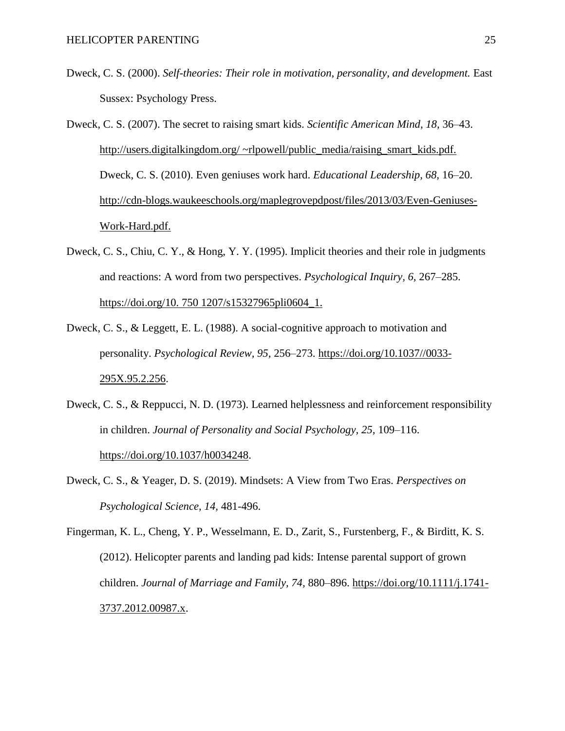Dweck, C. S. (2000). *Self-theories: Their role in motivation, personality, and development.* East Sussex: Psychology Press.

Dweck, C. S. (2007). The secret to raising smart kids. *Scientific American Mind, 18,* 36–43. http://users.digitalkingdom.org/ ~rlpowell/public_media/raising_smart_kids.pdf. Dweck, C. S. (2010). Even geniuses work hard. *Educational Leadership, 68,* 16–20. http://cdn-blogs.waukeeschools.org/maplegrovepdpost/files/2013/03/Even-Geniuses-Work-Hard.pdf.

Dweck, C. S., Chiu, C. Y., & Hong, Y. Y. (1995). Implicit theories and their role in judgments and reactions: A word from two perspectives. *Psychological Inquiry, 6,* 267–285. https://doi.org/10. 750 1207/s15327965pli0604_1.

Dweck, C. S., & Leggett, E. L. (1988). A social-cognitive approach to motivation and personality. *Psychological Review, 95,* 256–273. https://doi.org/10.1037//0033-295X.95.2.256.

Dweck, C. S., & Reppucci, N. D. (1973). Learned helplessness and reinforcement responsibility in children. *Journal of Personality and Social Psychology, 25,* 109–116. https://doi.org/10.1037/h0034248.

Dweck, C. S., & Yeager, D. S. (2019). Mindsets: A View from Two Eras. *Perspectives on Psychological Science, 14,* 481-496.

Fingerman, K. L., Cheng, Y. P., Wesselmann, E. D., Zarit, S., Furstenberg, F., & Birditt, K. S. (2012). Helicopter parents and landing pad kids: Intense parental support of grown children. *Journal of Marriage and Family, 74,* 880–896. https://doi.org/10.1111/j.1741-3737.2012.00987.x.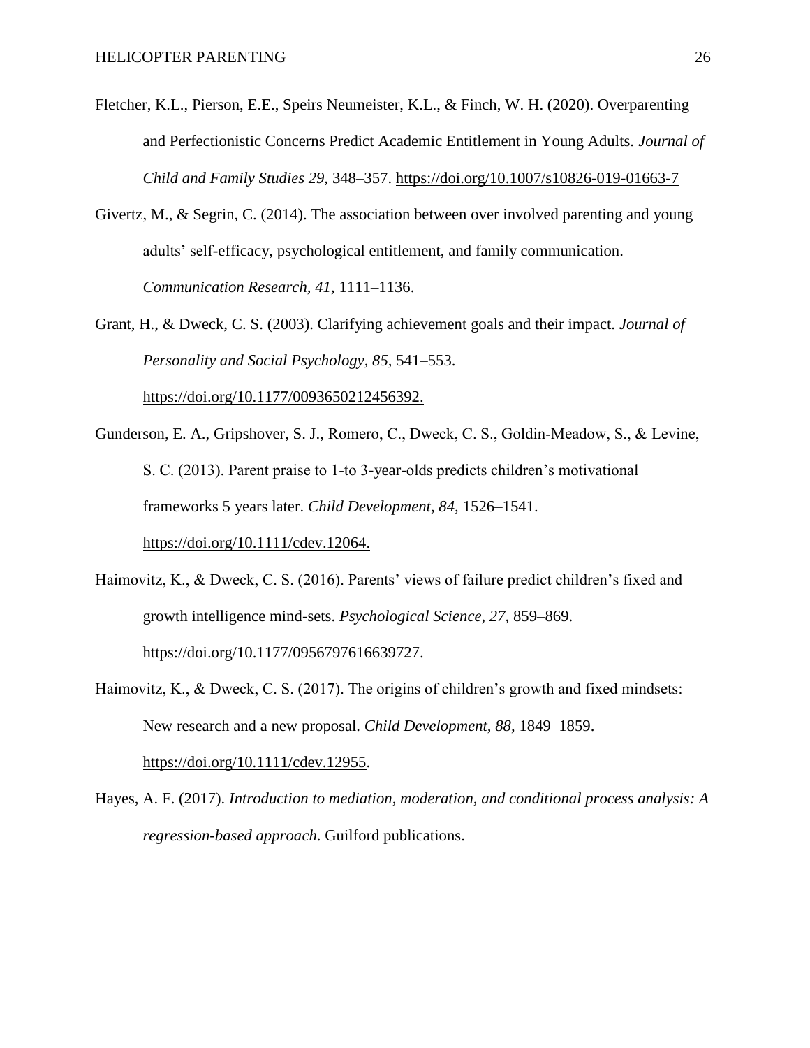Fletcher, K.L., Pierson, E.E., Speirs Neumeister, K.L., & Finch, W. H. (2020). Overparenting and Perfectionistic Concerns Predict Academic Entitlement in Young Adults. *Journal of Child and Family Studies 29*, 348–357. https://doi.org/10.1007/s10826-019-01663-7

Givertz, M., & Segrin, C. (2014). The association between over involved parenting and young adults' self-efficacy, psychological entitlement, and family communication. *Communication Research, 41*, 1111–1136.

Grant, H., & Dweck, C. S. (2003). Clarifying achievement goals and their impact. *Journal of Personality and Social Psychology, 85*, 541–553. https://doi.org/10.1177/0093650212456392.

Gunderson, E. A., Gripshover, S. J., Romero, C., Dweck, C. S., Goldin-Meadow, S., & Levine, S. C. (2013). Parent praise to 1-to 3-year-olds predicts children's motivational frameworks 5 years later. *Child Development, 84*, 1526–1541. https://doi.org/10.1111/cdev.12064.

Haimovitz, K., & Dweck, C. S. (2016). Parents' views of failure predict children's fixed and growth intelligence mind-sets. *Psychological Science, 27*, 859–869. https://doi.org/10.1177/0956797616639727.

Haimovitz, K., & Dweck, C. S. (2017). The origins of children's growth and fixed mindsets: New research and a new proposal. *Child Development, 88*, 1849–1859. https://doi.org/10.1111/cdev.12955.

Hayes, A. F. (2017). *Introduction to mediation, moderation, and conditional process analysis: A regression-based approach*. Guilford publications.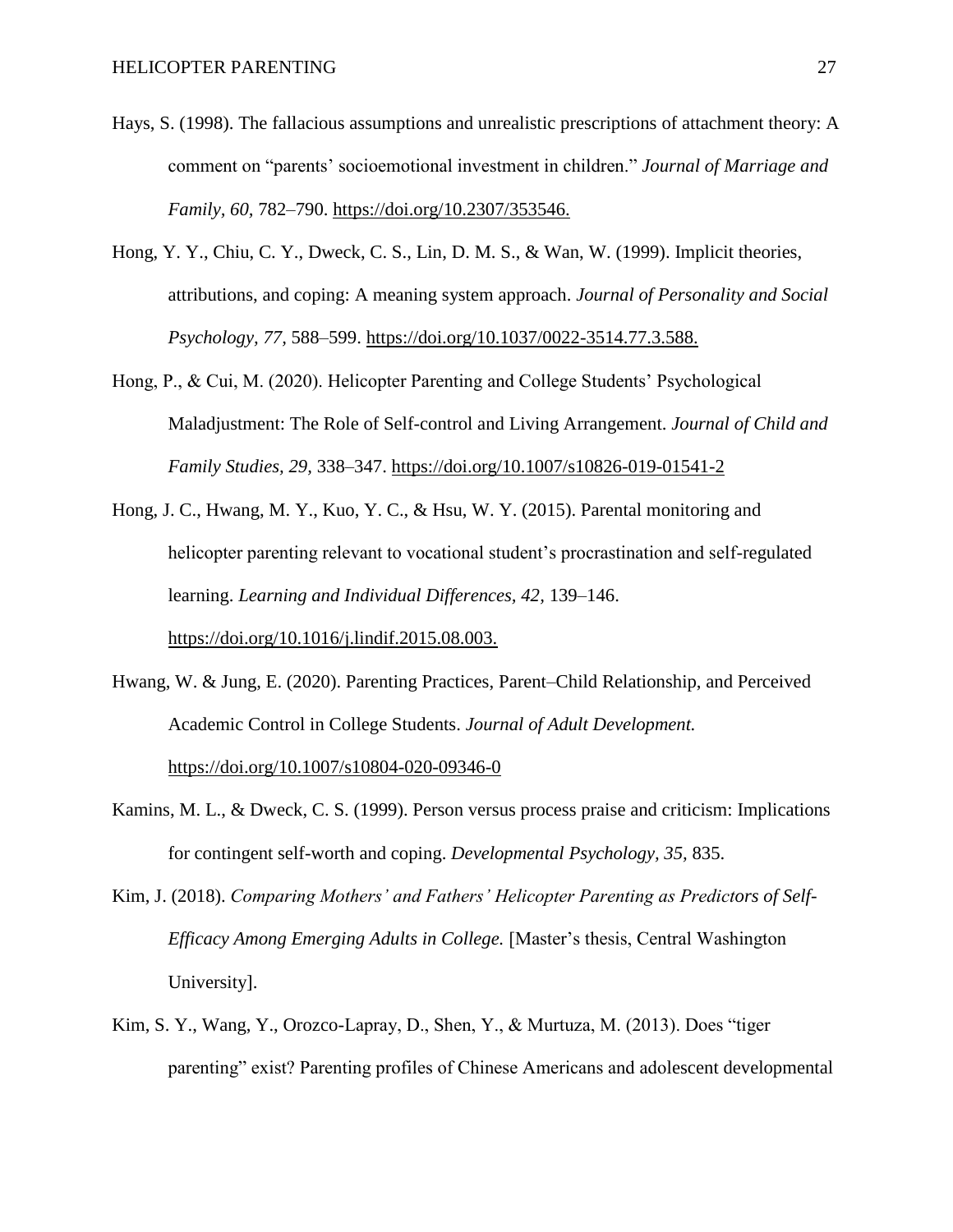Hays, S. (1998). The fallacious assumptions and unrealistic prescriptions of attachment theory: A comment on "parents' socioemotional investment in children." *Journal of Marriage and Family, 60,* 782–790. https://doi.org/10.2307/353546.

Hong, Y. Y., Chiu, C. Y., Dweck, C. S., Lin, D. M. S., & Wan, W. (1999). Implicit theories, attributions, and coping: A meaning system approach. *Journal of Personality and Social Psychology, 77,* 588–599. https://doi.org/10.1037/0022-3514.77.3.588.

Hong, P., & Cui, M. (2020). Helicopter Parenting and College Students' Psychological Maladjustment: The Role of Self-control and Living Arrangement. *Journal of Child and Family Studies, 29,* 338–347. https://doi.org/10.1007/s10826-019-01541-2

Hong, J. C., Hwang, M. Y., Kuo, Y. C., & Hsu, W. Y. (2015). Parental monitoring and helicopter parenting relevant to vocational student's procrastination and self-regulated learning. *Learning and Individual Differences, 42,* 139–146. https://doi.org/10.1016/j.lindif.2015.08.003.

Hwang, W. & Jung, E. (2020). Parenting Practices, Parent–Child Relationship, and Perceived Academic Control in College Students. *Journal of Adult Development.* https://doi.org/10.1007/s10804-020-09346-0

Kamins, M. L., & Dweck, C. S. (1999). Person versus process praise and criticism: Implications for contingent self-worth and coping. *Developmental Psychology, 35*, 835.

Kim, J. (2018). *Comparing Mothers' and Fathers' Helicopter Parenting as Predictors of Self-Efficacy Among Emerging Adults in College.* [Master's thesis, Central Washington University].

Kim, S. Y., Wang, Y., Orozco-Lapray, D., Shen, Y., & Murtuza, M. (2013). Does "tiger parenting" exist? Parenting profiles of Chinese Americans and adolescent developmental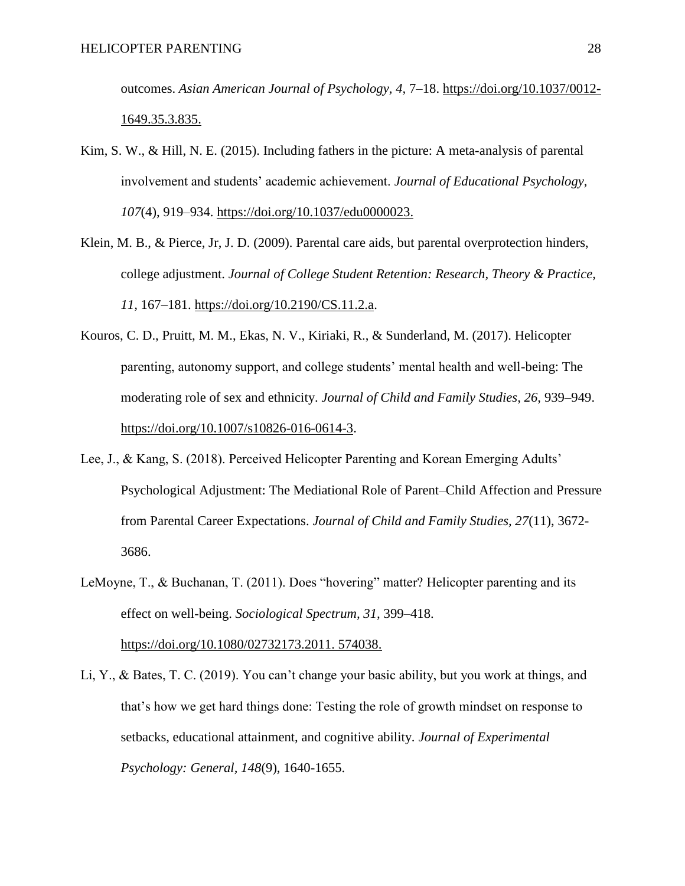outcomes. *Asian American Journal of Psychology, 4,* 7–18. https://doi.org/10.1037/0012-1649.35.3.835.

Kim, S. W., & Hill, N. E. (2015). Including fathers in the picture: A meta-analysis of parental involvement and students' academic achievement. *Journal of Educational Psychology, 107*(4), 919–934. https://doi.org/10.1037/edu0000023.

Klein, M. B., & Pierce, Jr, J. D. (2009). Parental care aids, but parental overprotection hinders, college adjustment. *Journal of College Student Retention: Research, Theory & Practice, 11,* 167–181. https://doi.org/10.2190/CS.11.2.a.

Kouros, C. D., Pruitt, M. M., Ekas, N. V., Kiriaki, R., & Sunderland, M. (2017). Helicopter parenting, autonomy support, and college students' mental health and well-being: The moderating role of sex and ethnicity. *Journal of Child and Family Studies, 26*, 939–949. https://doi.org/10.1007/s10826-016-0614-3.

Lee, J., & Kang, S. (2018). Perceived Helicopter Parenting and Korean Emerging Adults' Psychological Adjustment: The Mediational Role of Parent–Child Affection and Pressure from Parental Career Expectations. *Journal of Child and Family Studies, 27*(11), 3672-3686.

LeMoyne, T., & Buchanan, T. (2011). Does "hovering" matter? Helicopter parenting and its effect on well-being. *Sociological Spectrum, 31,* 399–418. https://doi.org/10.1080/02732173.2011. 574038.

Li, Y., & Bates, T. C. (2019). You can't change your basic ability, but you work at things, and that's how we get hard things done: Testing the role of growth mindset on response to setbacks, educational attainment, and cognitive ability. *Journal of Experimental Psychology: General, 148*(9), 1640-1655.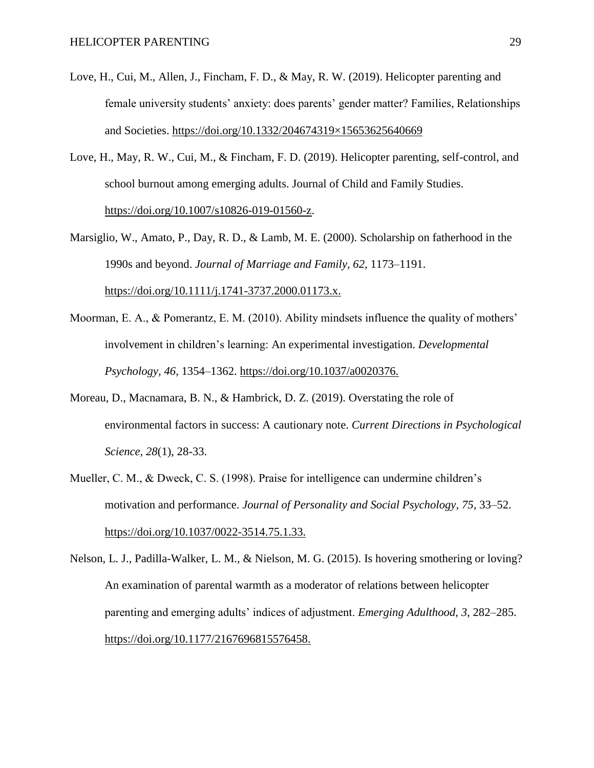Love, H., Cui, M., Allen, J., Fincham, F. D., & May, R. W. (2019). Helicopter parenting and female university students' anxiety: does parents' gender matter? Families, Relationships and Societies. https://doi.org/10.1332/204674319×15653625640669

Love, H., May, R. W., Cui, M., & Fincham, F. D. (2019). Helicopter parenting, self-control, and school burnout among emerging adults. Journal of Child and Family Studies. https://doi.org/10.1007/s10826-019-01560-z.

Marsiglio, W., Amato, P., Day, R. D., & Lamb, M. E. (2000). Scholarship on fatherhood in the 1990s and beyond. *Journal of Marriage and Family, 62,* 1173–1191. https://doi.org/10.1111/j.1741-3737.2000.01173.x.

Moorman, E. A., & Pomerantz, E. M. (2010). Ability mindsets influence the quality of mothers' involvement in children's learning: An experimental investigation. *Developmental Psychology, 46,* 1354–1362. https://doi.org/10.1037/a0020376.

Moreau, D., Macnamara, B. N., & Hambrick, D. Z. (2019). Overstating the role of environmental factors in success: A cautionary note. *Current Directions in Psychological Science, 28*(1), 28-33.

Mueller, C. M., & Dweck, C. S. (1998). Praise for intelligence can undermine children's motivation and performance. *Journal of Personality and Social Psychology, 75,* 33–52. https://doi.org/10.1037/0022-3514.75.1.33.

Nelson, L. J., Padilla-Walker, L. M., & Nielson, M. G. (2015). Is hovering smothering or loving? An examination of parental warmth as a moderator of relations between helicopter parenting and emerging adults' indices of adjustment. *Emerging Adulthood, 3,* 282–285. https://doi.org/10.1177/2167696815576458.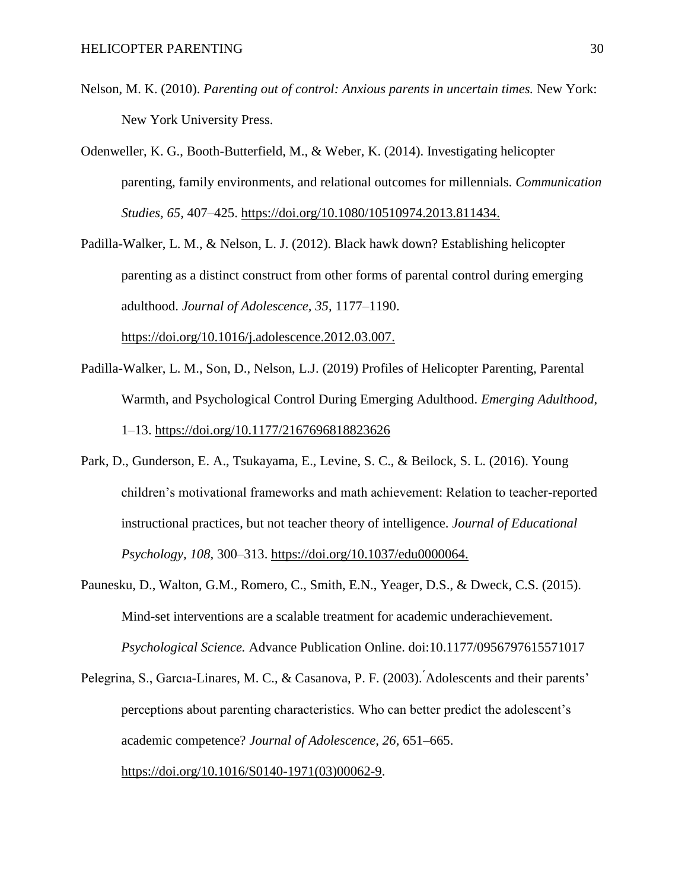Nelson, M. K. (2010). *Parenting out of control: Anxious parents in uncertain times.* New York: New York University Press.

Odenweller, K. G., Booth-Butterfield, M., & Weber, K. (2014). Investigating helicopter parenting, family environments, and relational outcomes for millennials. *Communication Studies, 65,* 407–425. https://doi.org/10.1080/10510974.2013.811434.

Padilla-Walker, L. M., & Nelson, L. J. (2012). Black hawk down? Establishing helicopter parenting as a distinct construct from other forms of parental control during emerging adulthood. *Journal of Adolescence, 35,* 1177–1190. https://doi.org/10.1016/j.adolescence.2012.03.007.

Padilla-Walker, L. M., Son, D., Nelson, L.J. (2019) Profiles of Helicopter Parenting, Parental Warmth, and Psychological Control During Emerging Adulthood. *Emerging Adulthood*, 1–13. https://doi.org/10.1177/2167696818823626

Park, D., Gunderson, E. A., Tsukayama, E., Levine, S. C., & Beilock, S. L. (2016). Young children's motivational frameworks and math achievement: Relation to teacher-reported instructional practices, but not teacher theory of intelligence. *Journal of Educational Psychology, 108,* 300–313. https://doi.org/10.1037/edu0000064.

Paunesku, D., Walton, G.M., Romero, C., Smith, E.N., Yeager, D.S., & Dweck, C.S. (2015). Mind-set interventions are a scalable treatment for academic underachievement. *Psychological Science.* Advance Publication Online. doi:10.1177/0956797615571017

Pelegrina, S., Garcıa-Linares, M. C., & Casanova, P. F. (2003).´Adolescents and their parents' perceptions about parenting characteristics. Who can better predict the adolescent's academic competence? *Journal of Adolescence, 26,* 651–665. https://doi.org/10.1016/S0140-1971(03)00062-9.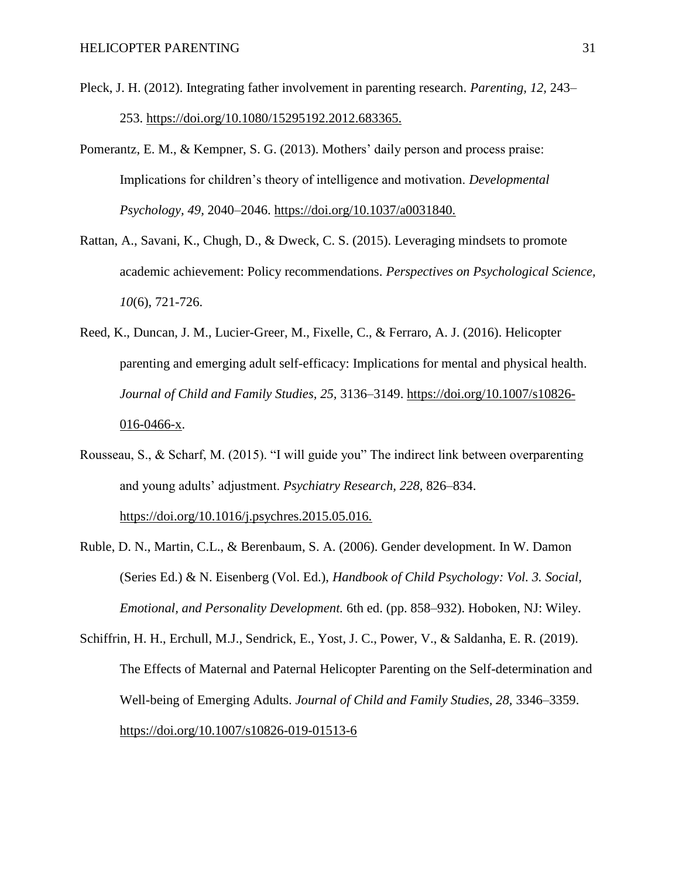Pleck, J. H. (2012). Integrating father involvement in parenting research. *Parenting, 12,* 243–253. https://doi.org/10.1080/15295192.2012.683365.

Pomerantz, E. M., & Kempner, S. G. (2013). Mothers' daily person and process praise: Implications for children's theory of intelligence and motivation. *Developmental Psychology, 49,* 2040–2046. https://doi.org/10.1037/a0031840.

Rattan, A., Savani, K., Chugh, D., & Dweck, C. S. (2015). Leveraging mindsets to promote academic achievement: Policy recommendations. *Perspectives on Psychological Science, 10*(6), 721-726.

Reed, K., Duncan, J. M., Lucier-Greer, M., Fixelle, C., & Ferraro, A. J. (2016). Helicopter parenting and emerging adult self-efficacy: Implications for mental and physical health. *Journal of Child and Family Studies, 25,* 3136–3149. https://doi.org/10.1007/s10826-016-0466-x.

Rousseau, S., & Scharf, M. (2015). "I will guide you" The indirect link between overparenting and young adults' adjustment. *Psychiatry Research, 228,* 826–834. https://doi.org/10.1016/j.psychres.2015.05.016.

Ruble, D. N., Martin, C.L., & Berenbaum, S. A. (2006). Gender development. In W. Damon (Series Ed.) & N. Eisenberg (Vol. Ed.), *Handbook of Child Psychology: Vol. 3. Social, Emotional, and Personality Development.* 6th ed. (pp. 858–932). Hoboken, NJ: Wiley.

Schiffrin, H. H., Erchull, M.J., Sendrick, E., Yost, J. C., Power, V., & Saldanha, E. R. (2019). The Effects of Maternal and Paternal Helicopter Parenting on the Self-determination and Well-being of Emerging Adults. *Journal of Child and Family Studies, 28,* 3346–3359. https://doi.org/10.1007/s10826-019-01513-6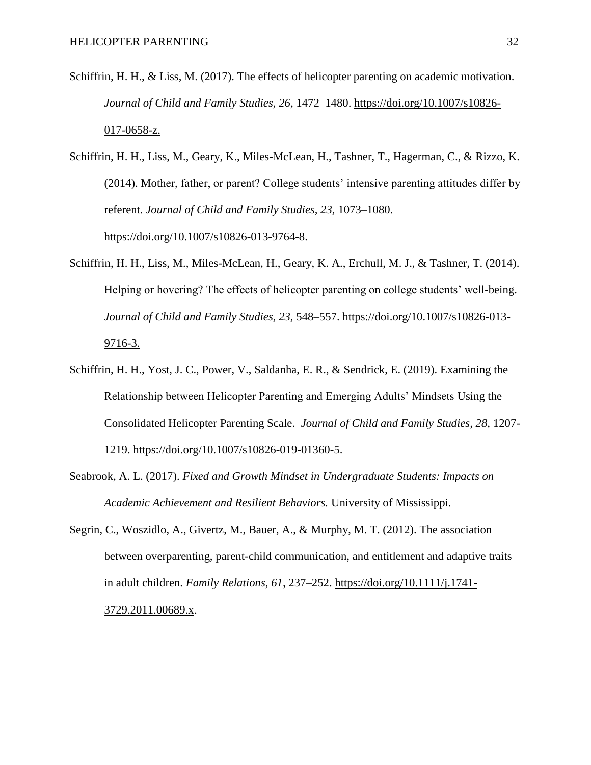Schiffrin, H. H., & Liss, M. (2017). The effects of helicopter parenting on academic motivation. *Journal of Child and Family Studies, 26*, 1472–1480. https://doi.org/10.1007/s10826-017-0658-z.

Schiffrin, H. H., Liss, M., Geary, K., Miles-McLean, H., Tashner, T., Hagerman, C., & Rizzo, K. (2014). Mother, father, or parent? College students' intensive parenting attitudes differ by referent. *Journal of Child and Family Studies, 23*, 1073–1080. https://doi.org/10.1007/s10826-013-9764-8.

Schiffrin, H. H., Liss, M., Miles-McLean, H., Geary, K. A., Erchull, M. J., & Tashner, T. (2014). Helping or hovering? The effects of helicopter parenting on college students' well-being. *Journal of Child and Family Studies, 23*, 548–557. https://doi.org/10.1007/s10826-013-9716-3.

Schiffrin, H. H., Yost, J. C., Power, V., Saldanha, E. R., & Sendrick, E. (2019). Examining the Relationship between Helicopter Parenting and Emerging Adults' Mindsets Using the Consolidated Helicopter Parenting Scale. *Journal of Child and Family Studies, 28,* 1207-1219. https://doi.org/10.1007/s10826-019-01360-5.

Seabrook, A. L. (2017). *Fixed and Growth Mindset in Undergraduate Students: Impacts on Academic Achievement and Resilient Behaviors.* University of Mississippi.

Segrin, C., Woszidlo, A., Givertz, M., Bauer, A., & Murphy, M. T. (2012). The association between overparenting, parent-child communication, and entitlement and adaptive traits in adult children. *Family Relations, 61*, 237–252. https://doi.org/10.1111/j.1741-3729.2011.00689.x.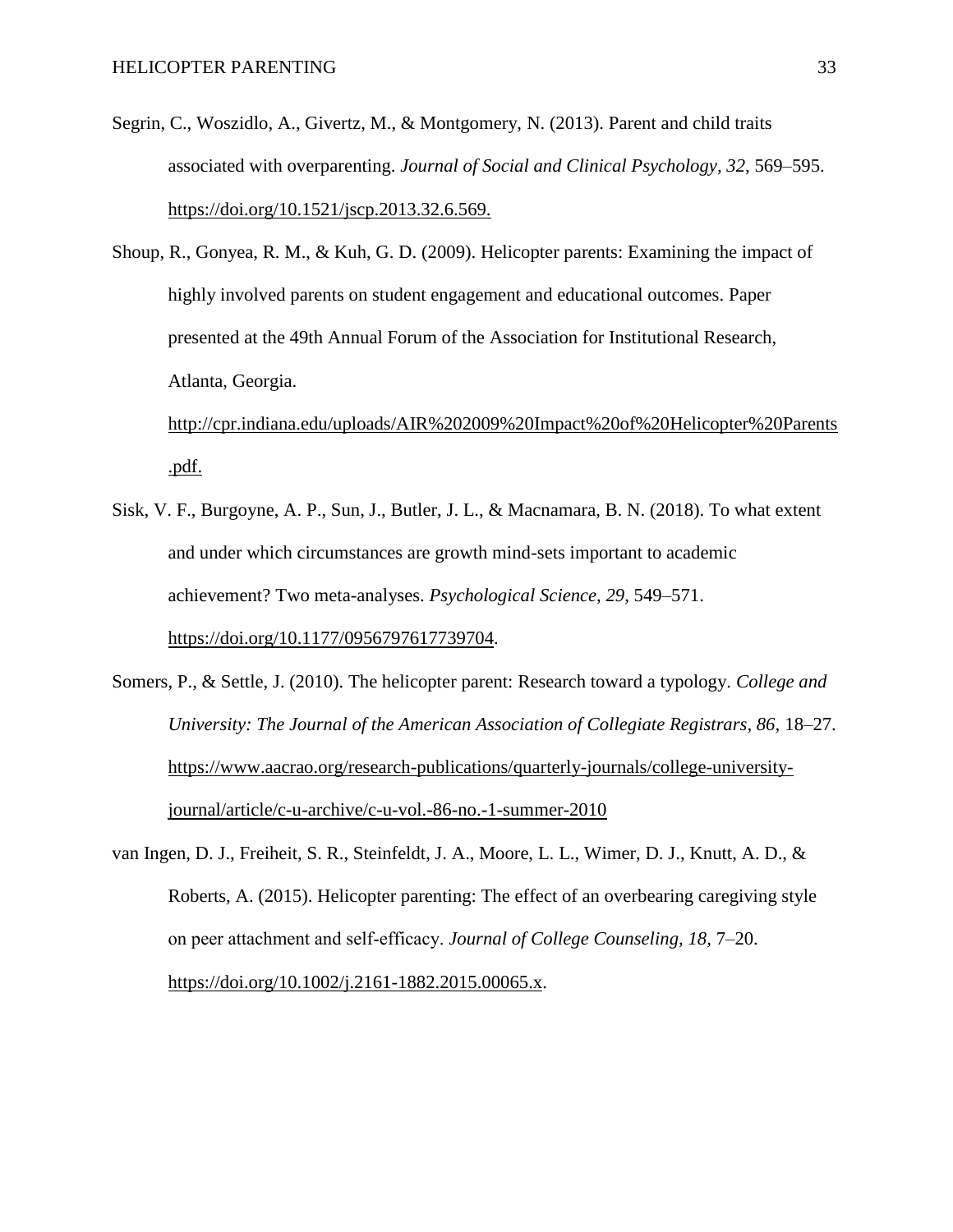Segrin, C., Woszidlo, A., Givertz, M., & Montgomery, N. (2013). Parent and child traits associated with overparenting. *Journal of Social and Clinical Psychology, 32,* 569–595. https://doi.org/10.1521/jscp.2013.32.6.569.

Shoup, R., Gonyea, R. M., & Kuh, G. D. (2009). Helicopter parents: Examining the impact of highly involved parents on student engagement and educational outcomes. Paper presented at the 49th Annual Forum of the Association for Institutional Research, Atlanta, Georgia. http://cpr.indiana.edu/uploads/AIR%202009%20Impact%20of%20Helicopter%20Parents.pdf.

Sisk, V. F., Burgoyne, A. P., Sun, J., Butler, J. L., & Macnamara, B. N. (2018). To what extent and under which circumstances are growth mind-sets important to academic achievement? Two meta-analyses. *Psychological Science, 29,* 549–571. https://doi.org/10.1177/0956797617739704.

Somers, P., & Settle, J. (2010). The helicopter parent: Research toward a typology. *College and University: The Journal of the American Association of Collegiate Registrars, 86*, 18–27. https://www.aacrao.org/research-publications/quarterly-journals/college-university-journal/article/c-u-archive/c-u-vol.-86-no.-1-summer-2010

van Ingen, D. J., Freiheit, S. R., Steinfeldt, J. A., Moore, L. L., Wimer, D. J., Knutt, A. D., & Roberts, A. (2015). Helicopter parenting: The effect of an overbearing caregiving style on peer attachment and self-efficacy. *Journal of College Counseling, 18,* 7–20. https://doi.org/10.1002/j.2161-1882.2015.00065.x.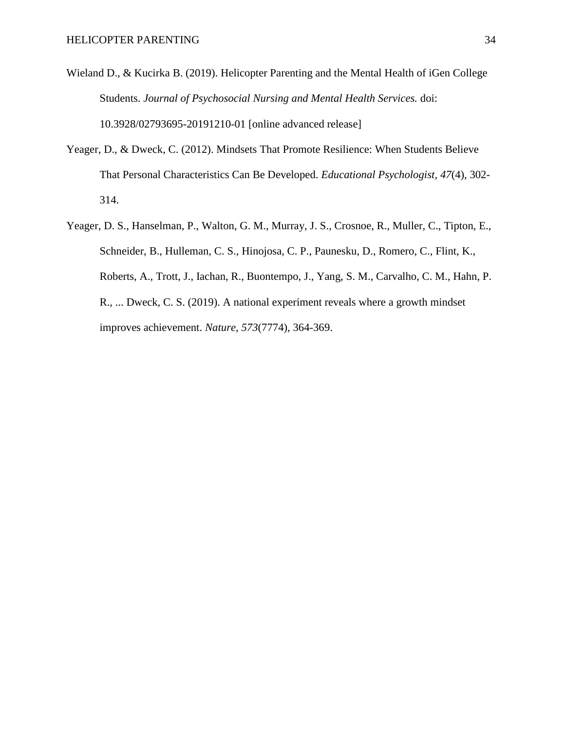Wieland D., & Kucirka B. (2019). Helicopter Parenting and the Mental Health of iGen College Students. *Journal of Psychosocial Nursing and Mental Health Services.* doi: 10.3928/02793695-20191210-01 [online advanced release]

Yeager, D., & Dweck, C. (2012). Mindsets That Promote Resilience: When Students Believe That Personal Characteristics Can Be Developed. *Educational Psychologist, 47*(4), 302-314.

Yeager, D. S., Hanselman, P., Walton, G. M., Murray, J. S., Crosnoe, R., Muller, C., Tipton, E., Schneider, B., Hulleman, C. S., Hinojosa, C. P., Paunesku, D., Romero, C., Flint, K., Roberts, A., Trott, J., Iachan, R., Buontempo, J., Yang, S. M., Carvalho, C. M., Hahn, P. R., ... Dweck, C. S. (2019). A national experiment reveals where a growth mindset improves achievement. *Nature, 573*(7774), 364-369.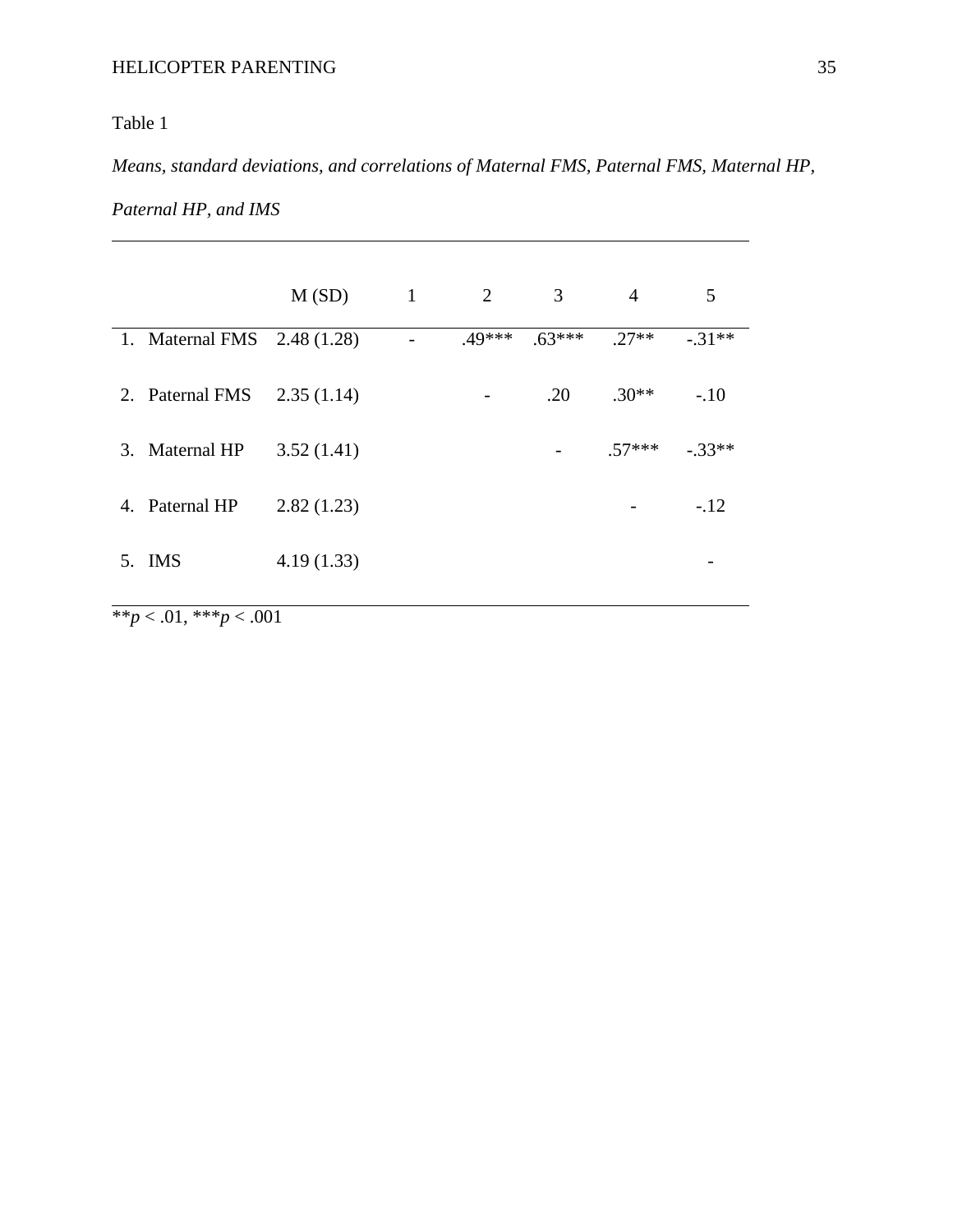Table 1

*Means, standard deviations, and correlations of Maternal FMS, Paternal FMS, Maternal HP, Paternal HP, and IMS*

| | M (SD) | 1 | 2 | 3 | 4 | 5 |
|---|---|---|---|---|---|---|
| 1. Maternal FMS | 2.48 (1.28) | - | .49*** | .63*** | .27** | -.31** |
| 2. Paternal FMS | 2.35 (1.14) | | - | .20 | .30** | -.10 |
| 3. Maternal HP | 3.52 (1.41) | | | - | .57*** | -.33** |
| 4. Paternal HP | 2.82 (1.23) | | | | - | -.12 |
| 5. IMS | 4.19 (1.33) | | | | | - |

**$p < .01$, ***$p < .001$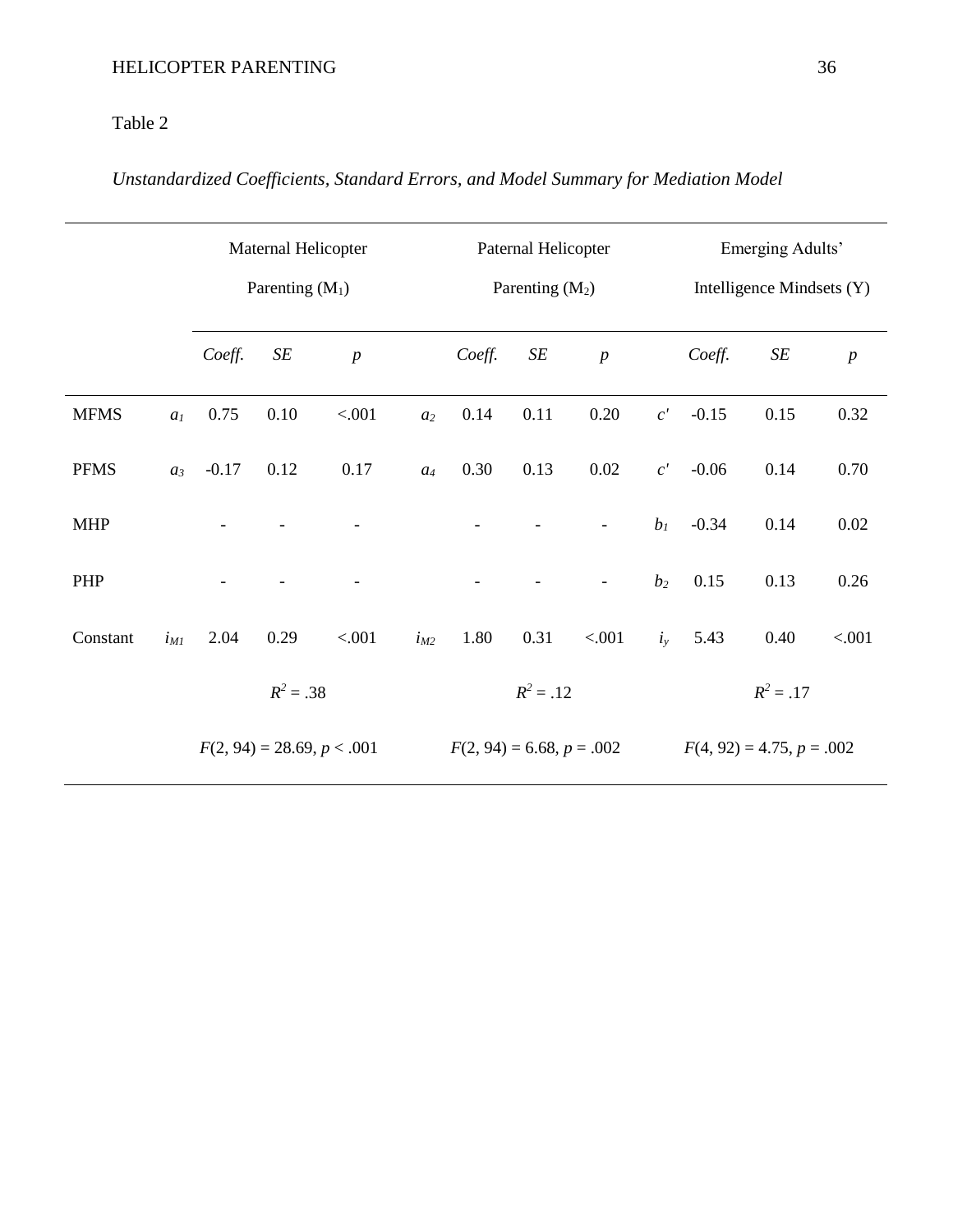Table 2

*Unstandardized Coefficients, Standard Errors, and Model Summary for Mediation Model*

| | | Maternal Helicopter Parenting ($M_1$) | | | | Paternal Helicopter Parenting ($M_2$) | | | | Emerging Adults' Intelligence Mindsets (Y) | | |
|---|---|---|---|---|---|---|---|---|---|---|---|---|
| | | *Coeff.* | *SE* | *p* | | *Coeff.* | *SE* | *p* | | *Coeff.* | *SE* | *p* |
| MFMS | $a_1$ | 0.75 | 0.10 | <.001 | $a_2$ | 0.14 | 0.11 | 0.20 | $c'$ | -0.15 | 0.15 | 0.32 |
| PFMS | $a_3$ | -0.17 | 0.12 | 0.17 | $a_4$ | 0.30 | 0.13 | 0.02 | $c'$ | -0.06 | 0.14 | 0.70 |
| MHP | | - | - | - | | - | - | - | $b_1$ | -0.34 | 0.14 | 0.02 |
| PHP | | - | - | - | | - | - | - | $b_2$ | 0.15 | 0.13 | 0.26 |
| Constant | $i_{M1}$ | 2.04 | 0.29 | <.001 | $i_{M2}$ | 1.80 | 0.31 | <.001 | $i_y$ | 5.43 | 0.40 | <.001 |
| | | $R^2 = .38$ | | | | $R^2 = .12$ | | | | $R^2 = .17$ | | |
| | | $F(2, 94) = 28.69, p < .001$ | | | | $F(2, 94) = 6.68, p = .002$ | | | | $F(4, 92) = 4.75, p = .002$ | | |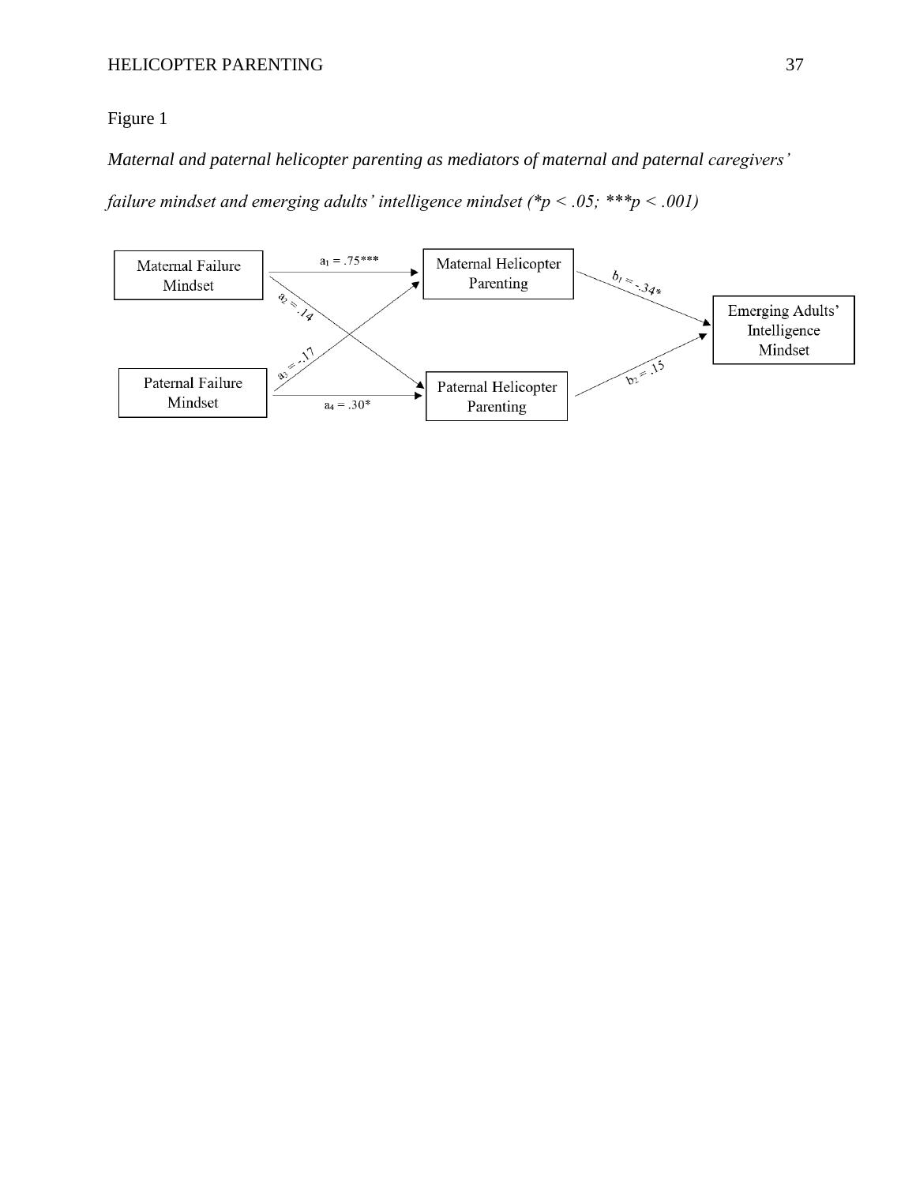Figure 1

*Maternal and paternal helicopter parenting as mediators of maternal and paternal caregivers' failure mindset and emerging adults' intelligence mindset (\*p < .05; \*\*\*p < .001)*

Maternal Failure Mindset

Paternal Failure Mindset

Maternal Helicopter Parenting

Paternal Helicopter Parenting

Emerging Adults' Intelligence Mindset

$a_1 = .75$***

$a_2 = .14$

$a_3 = -.17$

$a_4 = .30$*

$b_1 = -.34$*

$b_2 = .15$